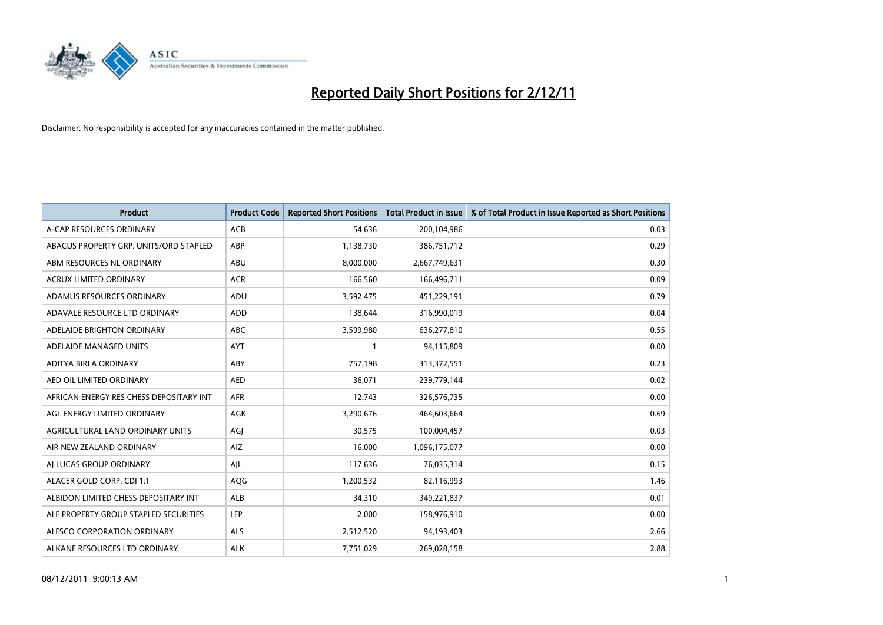# Reported Daily Short Positions for 2/12/11

Disclaimer: No responsibility is accepted for any inaccuracies contained in the matter published.

| Product | Product Code | Reported Short Positions | Total Product in Issue | % of Total Product in Issue Reported as Short Positions |
|---|---|---|---|---|
| A-CAP RESOURCES ORDINARY | ACB | 54,636 | 200,104,986 | 0.03 |
| ABACUS PROPERTY GRP. UNITS/ORD STAPLED | ABP | 1,138,730 | 386,751,712 | 0.29 |
| ABM RESOURCES NL ORDINARY | ABU | 8,000,000 | 2,667,749,631 | 0.30 |
| ACRUX LIMITED ORDINARY | ACR | 166,560 | 166,496,711 | 0.09 |
| ADAMUS RESOURCES ORDINARY | ADU | 3,592,475 | 451,229,191 | 0.79 |
| ADAVALE RESOURCE LTD ORDINARY | ADD | 138,644 | 316,990,019 | 0.04 |
| ADELAIDE BRIGHTON ORDINARY | ABC | 3,599,980 | 636,277,810 | 0.55 |
| ADELAIDE MANAGED UNITS | AYT | 1 | 94,115,809 | 0.00 |
| ADITYA BIRLA ORDINARY | ABY | 757,198 | 313,372,551 | 0.23 |
| AED OIL LIMITED ORDINARY | AED | 36,071 | 239,779,144 | 0.02 |
| AFRICAN ENERGY RES CHESS DEPOSITARY INT | AFR | 12,743 | 326,576,735 | 0.00 |
| AGL ENERGY LIMITED ORDINARY | AGK | 3,290,676 | 464,603,664 | 0.69 |
| AGRICULTURAL LAND ORDINARY UNITS | AGJ | 30,575 | 100,004,457 | 0.03 |
| AIR NEW ZEALAND ORDINARY | AIZ | 16,000 | 1,096,175,077 | 0.00 |
| AJ LUCAS GROUP ORDINARY | AJL | 117,636 | 76,035,314 | 0.15 |
| ALACER GOLD CORP. CDI 1:1 | AQG | 1,200,532 | 82,116,993 | 1.46 |
| ALBIDON LIMITED CHESS DEPOSITARY INT | ALB | 34,310 | 349,221,837 | 0.01 |
| ALE PROPERTY GROUP STAPLED SECURITIES | LEP | 2,000 | 158,976,910 | 0.00 |
| ALESCO CORPORATION ORDINARY | ALS | 2,512,520 | 94,193,403 | 2.66 |
| ALKANE RESOURCES LTD ORDINARY | ALK | 7,751,029 | 269,028,158 | 2.88 |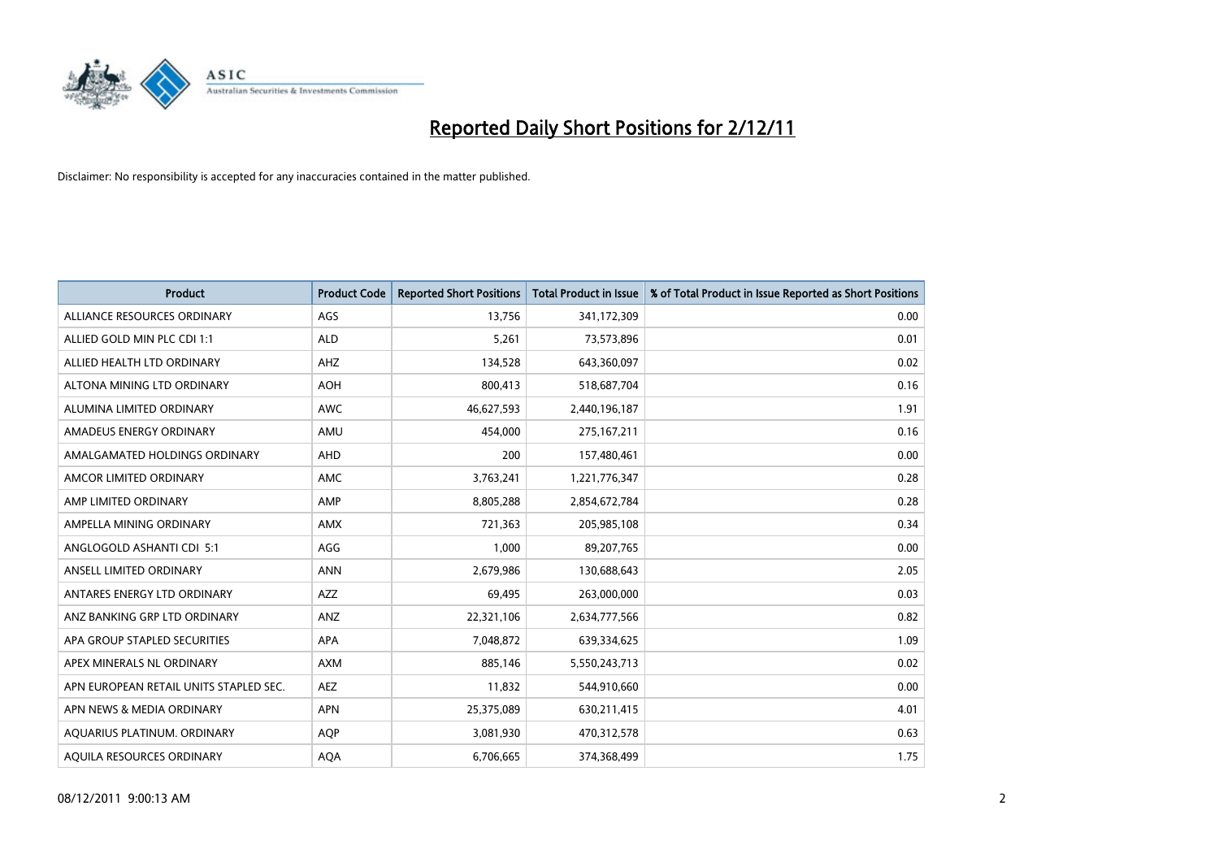# Reported Daily Short Positions for 2/12/11

Disclaimer: No responsibility is accepted for any inaccuracies contained in the matter published.

| Product | Product Code | Reported Short Positions | Total Product in Issue | % of Total Product in Issue Reported as Short Positions |
|---|---|---|---|---|
| ALLIANCE RESOURCES ORDINARY | AGS | 13,756 | 341,172,309 | 0.00 |
| ALLIED GOLD MIN PLC CDI 1:1 | ALD | 5,261 | 73,573,896 | 0.01 |
| ALLIED HEALTH LTD ORDINARY | AHZ | 134,528 | 643,360,097 | 0.02 |
| ALTONA MINING LTD ORDINARY | AOH | 800,413 | 518,687,704 | 0.16 |
| ALUMINA LIMITED ORDINARY | AWC | 46,627,593 | 2,440,196,187 | 1.91 |
| AMADEUS ENERGY ORDINARY | AMU | 454,000 | 275,167,211 | 0.16 |
| AMALGAMATED HOLDINGS ORDINARY | AHD | 200 | 157,480,461 | 0.00 |
| AMCOR LIMITED ORDINARY | AMC | 3,763,241 | 1,221,776,347 | 0.28 |
| AMP LIMITED ORDINARY | AMP | 8,805,288 | 2,854,672,784 | 0.28 |
| AMPELLA MINING ORDINARY | AMX | 721,363 | 205,985,108 | 0.34 |
| ANGLOGOLD ASHANTI CDI 5:1 | AGG | 1,000 | 89,207,765 | 0.00 |
| ANSELL LIMITED ORDINARY | ANN | 2,679,986 | 130,688,643 | 2.05 |
| ANTARES ENERGY LTD ORDINARY | AZZ | 69,495 | 263,000,000 | 0.03 |
| ANZ BANKING GRP LTD ORDINARY | ANZ | 22,321,106 | 2,634,777,566 | 0.82 |
| APA GROUP STAPLED SECURITIES | APA | 7,048,872 | 639,334,625 | 1.09 |
| APEX MINERALS NL ORDINARY | AXM | 885,146 | 5,550,243,713 | 0.02 |
| APN EUROPEAN RETAIL UNITS STAPLED SEC. | AEZ | 11,832 | 544,910,660 | 0.00 |
| APN NEWS & MEDIA ORDINARY | APN | 25,375,089 | 630,211,415 | 4.01 |
| AQUARIUS PLATINUM. ORDINARY | AQP | 3,081,930 | 470,312,578 | 0.63 |
| AQUILA RESOURCES ORDINARY | AQA | 6,706,665 | 374,368,499 | 1.75 |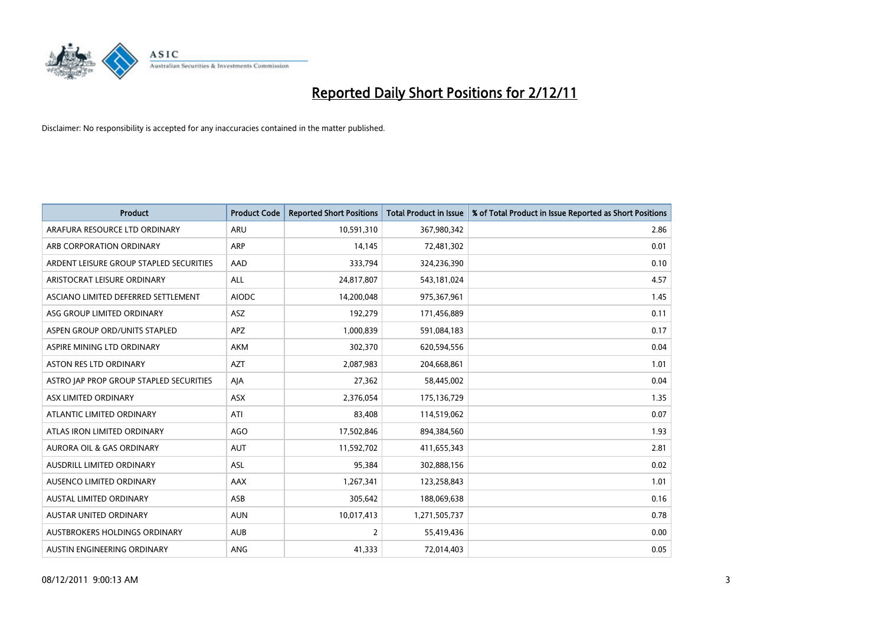# Reported Daily Short Positions for 2/12/11

Disclaimer: No responsibility is accepted for any inaccuracies contained in the matter published.

| Product | Product Code | Reported Short Positions | Total Product in Issue | % of Total Product in Issue Reported as Short Positions |
|---|---|---|---|---|
| ARAFURA RESOURCE LTD ORDINARY | ARU | 10,591,310 | 367,980,342 | 2.86 |
| ARB CORPORATION ORDINARY | ARP | 14,145 | 72,481,302 | 0.01 |
| ARDENT LEISURE GROUP STAPLED SECURITIES | AAD | 333,794 | 324,236,390 | 0.10 |
| ARISTOCRAT LEISURE ORDINARY | ALL | 24,817,807 | 543,181,024 | 4.57 |
| ASCIANO LIMITED DEFERRED SETTLEMENT | AIODC | 14,200,048 | 975,367,961 | 1.45 |
| ASG GROUP LIMITED ORDINARY | ASZ | 192,279 | 171,456,889 | 0.11 |
| ASPEN GROUP ORD/UNITS STAPLED | APZ | 1,000,839 | 591,084,183 | 0.17 |
| ASPIRE MINING LTD ORDINARY | AKM | 302,370 | 620,594,556 | 0.04 |
| ASTON RES LTD ORDINARY | AZT | 2,087,983 | 204,668,861 | 1.01 |
| ASTRO JAP PROP GROUP STAPLED SECURITIES | AJA | 27,362 | 58,445,002 | 0.04 |
| ASX LIMITED ORDINARY | ASX | 2,376,054 | 175,136,729 | 1.35 |
| ATLANTIC LIMITED ORDINARY | ATI | 83,408 | 114,519,062 | 0.07 |
| ATLAS IRON LIMITED ORDINARY | AGO | 17,502,846 | 894,384,560 | 1.93 |
| AURORA OIL & GAS ORDINARY | AUT | 11,592,702 | 411,655,343 | 2.81 |
| AUSDRILL LIMITED ORDINARY | ASL | 95,384 | 302,888,156 | 0.02 |
| AUSENCO LIMITED ORDINARY | AAX | 1,267,341 | 123,258,843 | 1.01 |
| AUSTAL LIMITED ORDINARY | ASB | 305,642 | 188,069,638 | 0.16 |
| AUSTAR UNITED ORDINARY | AUN | 10,017,413 | 1,271,505,737 | 0.78 |
| AUSTBROKERS HOLDINGS ORDINARY | AUB | 2 | 55,419,436 | 0.00 |
| AUSTIN ENGINEERING ORDINARY | ANG | 41,333 | 72,014,403 | 0.05 |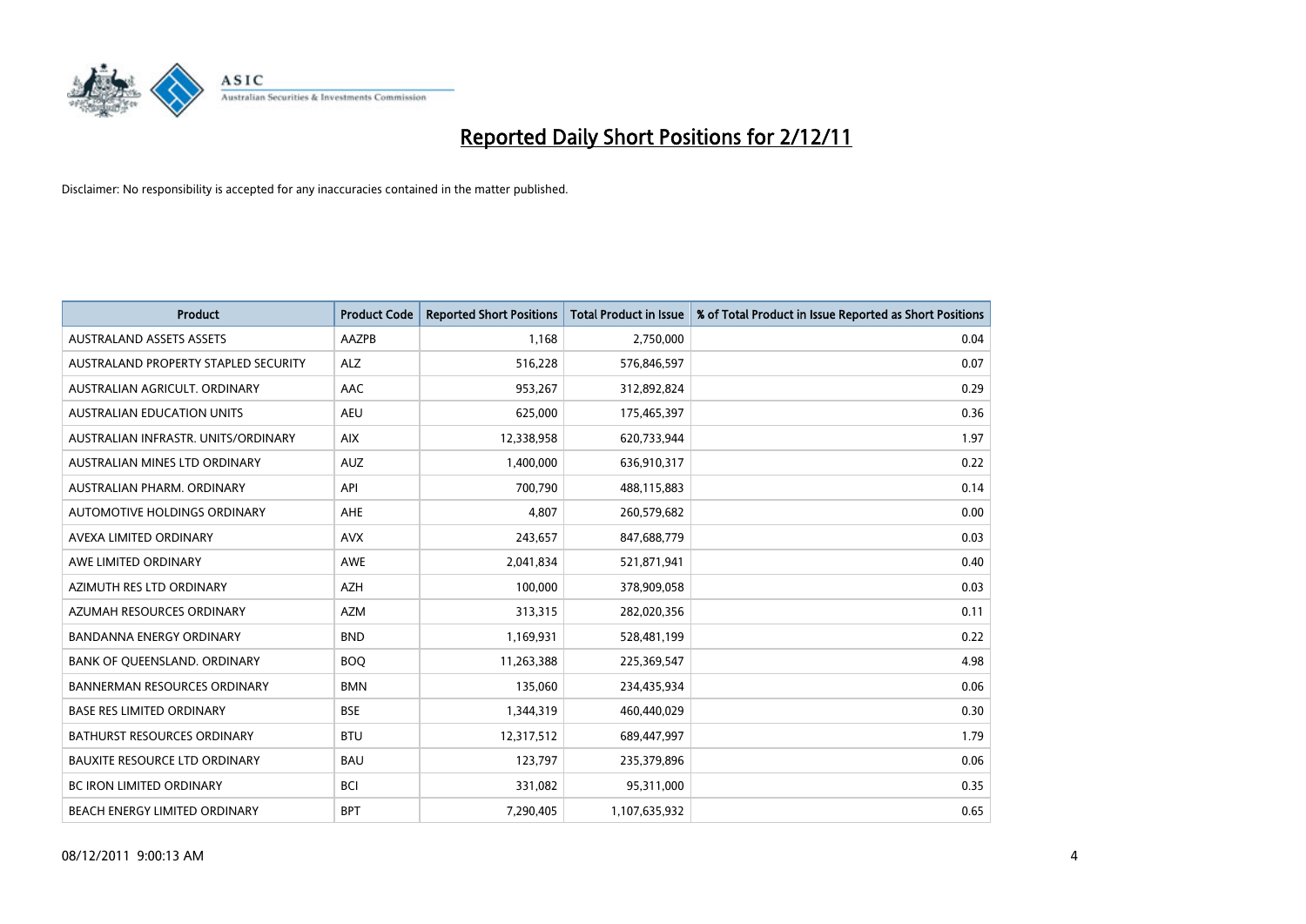# Reported Daily Short Positions for 2/12/11

Disclaimer: No responsibility is accepted for any inaccuracies contained in the matter published.

| Product | Product Code | Reported Short Positions | Total Product in Issue | % of Total Product in Issue Reported as Short Positions |
|---|---|---|---|---|
| AUSTRALAND ASSETS ASSETS | AAZPB | 1,168 | 2,750,000 | 0.04 |
| AUSTRALAND PROPERTY STAPLED SECURITY | ALZ | 516,228 | 576,846,597 | 0.07 |
| AUSTRALIAN AGRICULT. ORDINARY | AAC | 953,267 | 312,892,824 | 0.29 |
| AUSTRALIAN EDUCATION UNITS | AEU | 625,000 | 175,465,397 | 0.36 |
| AUSTRALIAN INFRASTR. UNITS/ORDINARY | AIX | 12,338,958 | 620,733,944 | 1.97 |
| AUSTRALIAN MINES LTD ORDINARY | AUZ | 1,400,000 | 636,910,317 | 0.22 |
| AUSTRALIAN PHARM. ORDINARY | API | 700,790 | 488,115,883 | 0.14 |
| AUTOMOTIVE HOLDINGS ORDINARY | AHE | 4,807 | 260,579,682 | 0.00 |
| AVEXA LIMITED ORDINARY | AVX | 243,657 | 847,688,779 | 0.03 |
| AWE LIMITED ORDINARY | AWE | 2,041,834 | 521,871,941 | 0.40 |
| AZIMUTH RES LTD ORDINARY | AZH | 100,000 | 378,909,058 | 0.03 |
| AZUMAH RESOURCES ORDINARY | AZM | 313,315 | 282,020,356 | 0.11 |
| BANDANNA ENERGY ORDINARY | BND | 1,169,931 | 528,481,199 | 0.22 |
| BANK OF QUEENSLAND. ORDINARY | BOQ | 11,263,388 | 225,369,547 | 4.98 |
| BANNERMAN RESOURCES ORDINARY | BMN | 135,060 | 234,435,934 | 0.06 |
| BASE RES LIMITED ORDINARY | BSE | 1,344,319 | 460,440,029 | 0.30 |
| BATHURST RESOURCES ORDINARY | BTU | 12,317,512 | 689,447,997 | 1.79 |
| BAUXITE RESOURCE LTD ORDINARY | BAU | 123,797 | 235,379,896 | 0.06 |
| BC IRON LIMITED ORDINARY | BCI | 331,082 | 95,311,000 | 0.35 |
| BEACH ENERGY LIMITED ORDINARY | BPT | 7,290,405 | 1,107,635,932 | 0.65 |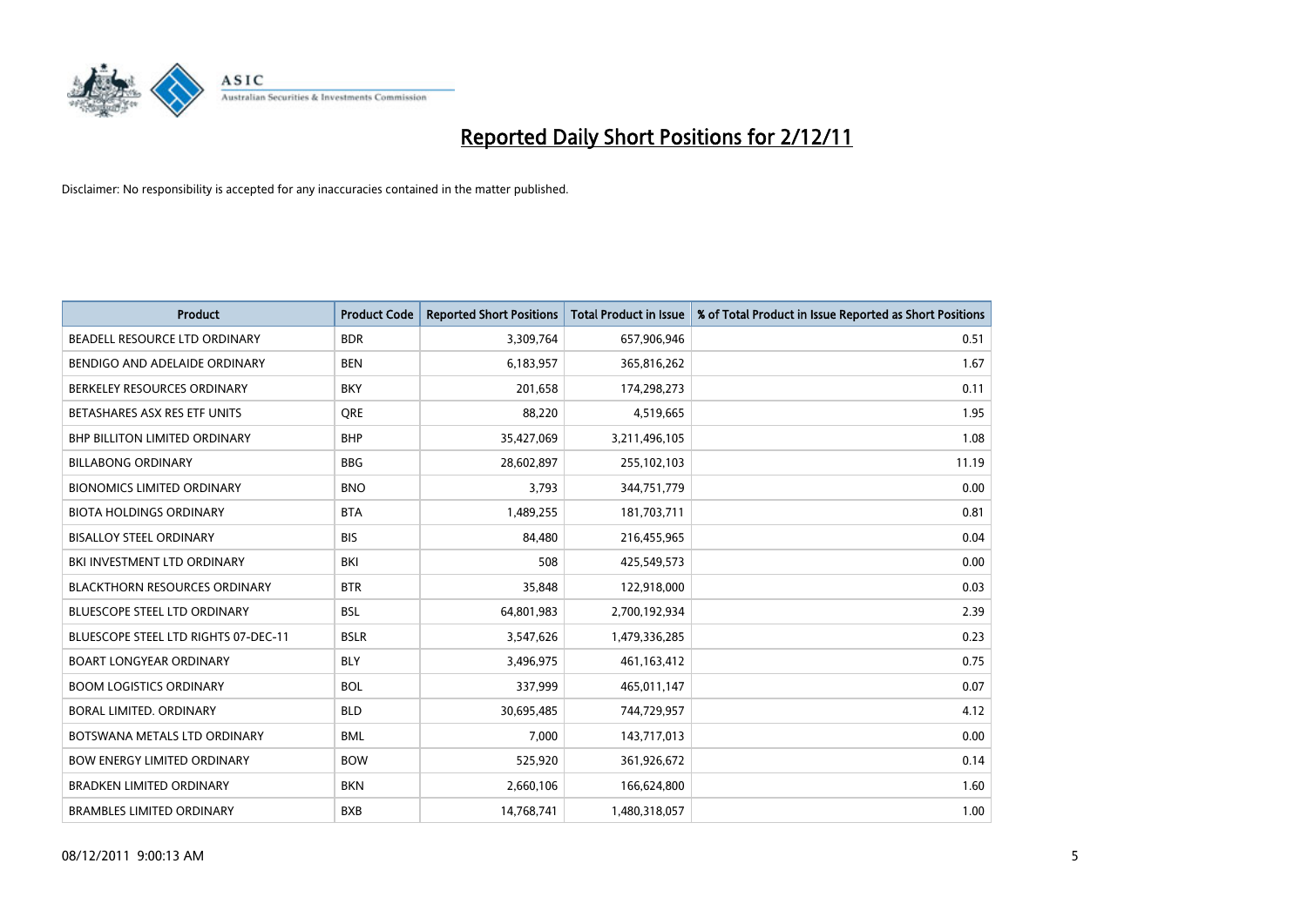# Reported Daily Short Positions for 2/12/11

Disclaimer: No responsibility is accepted for any inaccuracies contained in the matter published.

| Product | Product Code | Reported Short Positions | Total Product in Issue | % of Total Product in Issue Reported as Short Positions |
|---|---|---|---|---|
| BEADELL RESOURCE LTD ORDINARY | BDR | 3,309,764 | 657,906,946 | 0.51 |
| BENDIGO AND ADELAIDE ORDINARY | BEN | 6,183,957 | 365,816,262 | 1.67 |
| BERKELEY RESOURCES ORDINARY | BKY | 201,658 | 174,298,273 | 0.11 |
| BETASHARES ASX RES ETF UNITS | QRE | 88,220 | 4,519,665 | 1.95 |
| BHP BILLITON LIMITED ORDINARY | BHP | 35,427,069 | 3,211,496,105 | 1.08 |
| BILLABONG ORDINARY | BBG | 28,602,897 | 255,102,103 | 11.19 |
| BIONOMICS LIMITED ORDINARY | BNO | 3,793 | 344,751,779 | 0.00 |
| BIOTA HOLDINGS ORDINARY | BTA | 1,489,255 | 181,703,711 | 0.81 |
| BISALLOY STEEL ORDINARY | BIS | 84,480 | 216,455,965 | 0.04 |
| BKI INVESTMENT LTD ORDINARY | BKI | 508 | 425,549,573 | 0.00 |
| BLACKTHORN RESOURCES ORDINARY | BTR | 35,848 | 122,918,000 | 0.03 |
| BLUESCOPE STEEL LTD ORDINARY | BSL | 64,801,983 | 2,700,192,934 | 2.39 |
| BLUESCOPE STEEL LTD RIGHTS 07-DEC-11 | BSLR | 3,547,626 | 1,479,336,285 | 0.23 |
| BOART LONGYEAR ORDINARY | BLY | 3,496,975 | 461,163,412 | 0.75 |
| BOOM LOGISTICS ORDINARY | BOL | 337,999 | 465,011,147 | 0.07 |
| BORAL LIMITED. ORDINARY | BLD | 30,695,485 | 744,729,957 | 4.12 |
| BOTSWANA METALS LTD ORDINARY | BML | 7,000 | 143,717,013 | 0.00 |
| BOW ENERGY LIMITED ORDINARY | BOW | 525,920 | 361,926,672 | 0.14 |
| BRADKEN LIMITED ORDINARY | BKN | 2,660,106 | 166,624,800 | 1.60 |
| BRAMBLES LIMITED ORDINARY | BXB | 14,768,741 | 1,480,318,057 | 1.00 |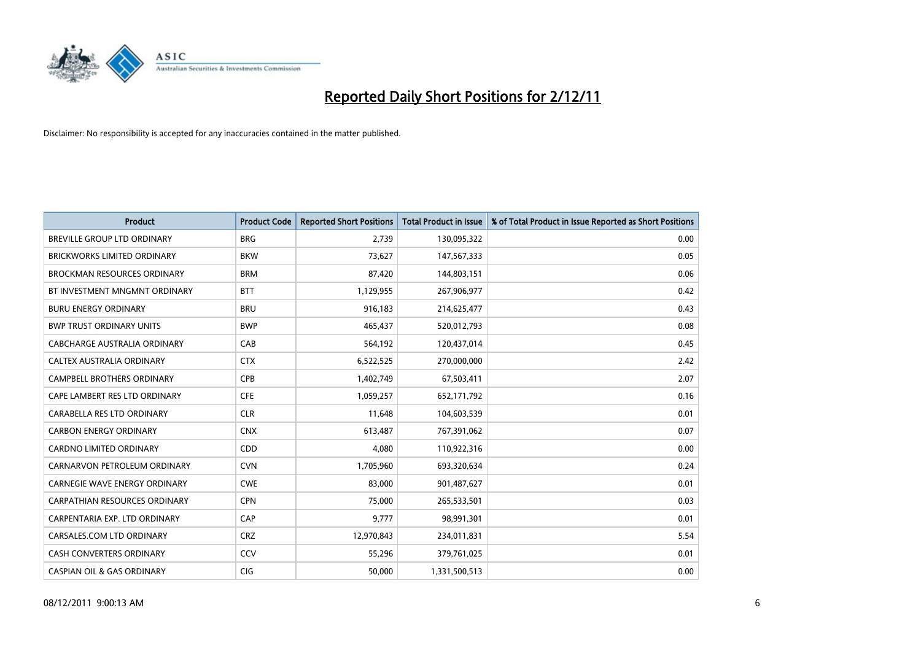# Reported Daily Short Positions for 2/12/11

Disclaimer: No responsibility is accepted for any inaccuracies contained in the matter published.

| Product | Product Code | Reported Short Positions | Total Product in Issue | % of Total Product in Issue Reported as Short Positions |
|---|---|---|---|---|
| BREVILLE GROUP LTD ORDINARY | BRG | 2,739 | 130,095,322 | 0.00 |
| BRICKWORKS LIMITED ORDINARY | BKW | 73,627 | 147,567,333 | 0.05 |
| BROCKMAN RESOURCES ORDINARY | BRM | 87,420 | 144,803,151 | 0.06 |
| BT INVESTMENT MNGMNT ORDINARY | BTT | 1,129,955 | 267,906,977 | 0.42 |
| BURU ENERGY ORDINARY | BRU | 916,183 | 214,625,477 | 0.43 |
| BWP TRUST ORDINARY UNITS | BWP | 465,437 | 520,012,793 | 0.08 |
| CABCHARGE AUSTRALIA ORDINARY | CAB | 564,192 | 120,437,014 | 0.45 |
| CALTEX AUSTRALIA ORDINARY | CTX | 6,522,525 | 270,000,000 | 2.42 |
| CAMPBELL BROTHERS ORDINARY | CPB | 1,402,749 | 67,503,411 | 2.07 |
| CAPE LAMBERT RES LTD ORDINARY | CFE | 1,059,257 | 652,171,792 | 0.16 |
| CARABELLA RES LTD ORDINARY | CLR | 11,648 | 104,603,539 | 0.01 |
| CARBON ENERGY ORDINARY | CNX | 613,487 | 767,391,062 | 0.07 |
| CARDNO LIMITED ORDINARY | CDD | 4,080 | 110,922,316 | 0.00 |
| CARNARVON PETROLEUM ORDINARY | CVN | 1,705,960 | 693,320,634 | 0.24 |
| CARNEGIE WAVE ENERGY ORDINARY | CWE | 83,000 | 901,487,627 | 0.01 |
| CARPATHIAN RESOURCES ORDINARY | CPN | 75,000 | 265,533,501 | 0.03 |
| CARPENTARIA EXP. LTD ORDINARY | CAP | 9,777 | 98,991,301 | 0.01 |
| CARSALES.COM LTD ORDINARY | CRZ | 12,970,843 | 234,011,831 | 5.54 |
| CASH CONVERTERS ORDINARY | CCV | 55,296 | 379,761,025 | 0.01 |
| CASPIAN OIL & GAS ORDINARY | CIG | 50,000 | 1,331,500,513 | 0.00 |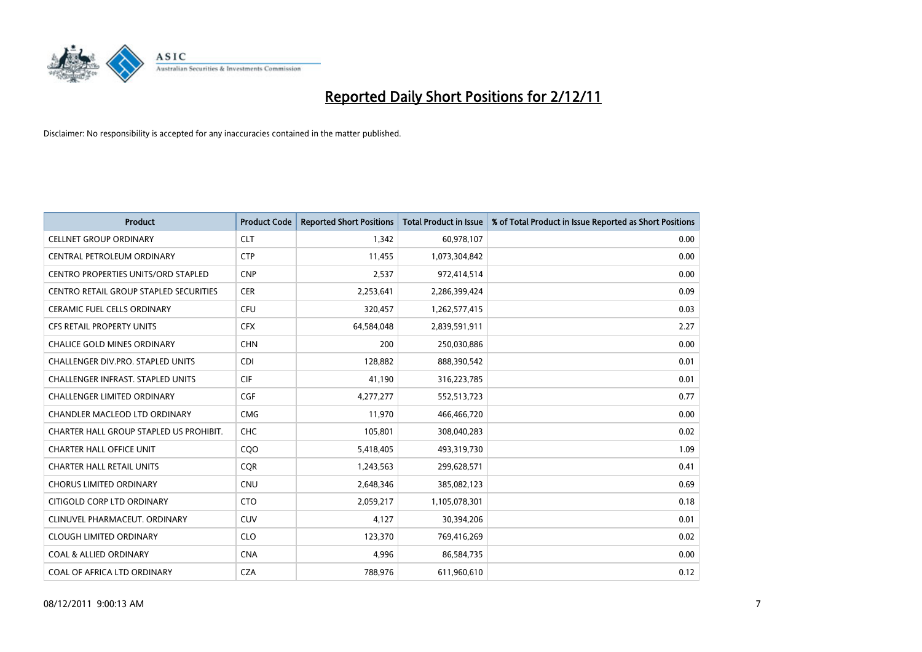# Reported Daily Short Positions for 2/12/11

Disclaimer: No responsibility is accepted for any inaccuracies contained in the matter published.

| Product | Product Code | Reported Short Positions | Total Product in Issue | % of Total Product in Issue Reported as Short Positions |
|---|---|---|---|---|
| CELLNET GROUP ORDINARY | CLT | 1,342 | 60,978,107 | 0.00 |
| CENTRAL PETROLEUM ORDINARY | CTP | 11,455 | 1,073,304,842 | 0.00 |
| CENTRO PROPERTIES UNITS/ORD STAPLED | CNP | 2,537 | 972,414,514 | 0.00 |
| CENTRO RETAIL GROUP STAPLED SECURITIES | CER | 2,253,641 | 2,286,399,424 | 0.09 |
| CERAMIC FUEL CELLS ORDINARY | CFU | 320,457 | 1,262,577,415 | 0.03 |
| CFS RETAIL PROPERTY UNITS | CFX | 64,584,048 | 2,839,591,911 | 2.27 |
| CHALICE GOLD MINES ORDINARY | CHN | 200 | 250,030,886 | 0.00 |
| CHALLENGER DIV.PRO. STAPLED UNITS | CDI | 128,882 | 888,390,542 | 0.01 |
| CHALLENGER INFRAST. STAPLED UNITS | CIF | 41,190 | 316,223,785 | 0.01 |
| CHALLENGER LIMITED ORDINARY | CGF | 4,277,277 | 552,513,723 | 0.77 |
| CHANDLER MACLEOD LTD ORDINARY | CMG | 11,970 | 466,466,720 | 0.00 |
| CHARTER HALL GROUP STAPLED US PROHIBIT. | CHC | 105,801 | 308,040,283 | 0.02 |
| CHARTER HALL OFFICE UNIT | CQO | 5,418,405 | 493,319,730 | 1.09 |
| CHARTER HALL RETAIL UNITS | CQR | 1,243,563 | 299,628,571 | 0.41 |
| CHORUS LIMITED ORDINARY | CNU | 2,648,346 | 385,082,123 | 0.69 |
| CITIGOLD CORP LTD ORDINARY | CTO | 2,059,217 | 1,105,078,301 | 0.18 |
| CLINUVEL PHARMACEUT. ORDINARY | CUV | 4,127 | 30,394,206 | 0.01 |
| CLOUGH LIMITED ORDINARY | CLO | 123,370 | 769,416,269 | 0.02 |
| COAL & ALLIED ORDINARY | CNA | 4,996 | 86,584,735 | 0.00 |
| COAL OF AFRICA LTD ORDINARY | CZA | 788,976 | 611,960,610 | 0.12 |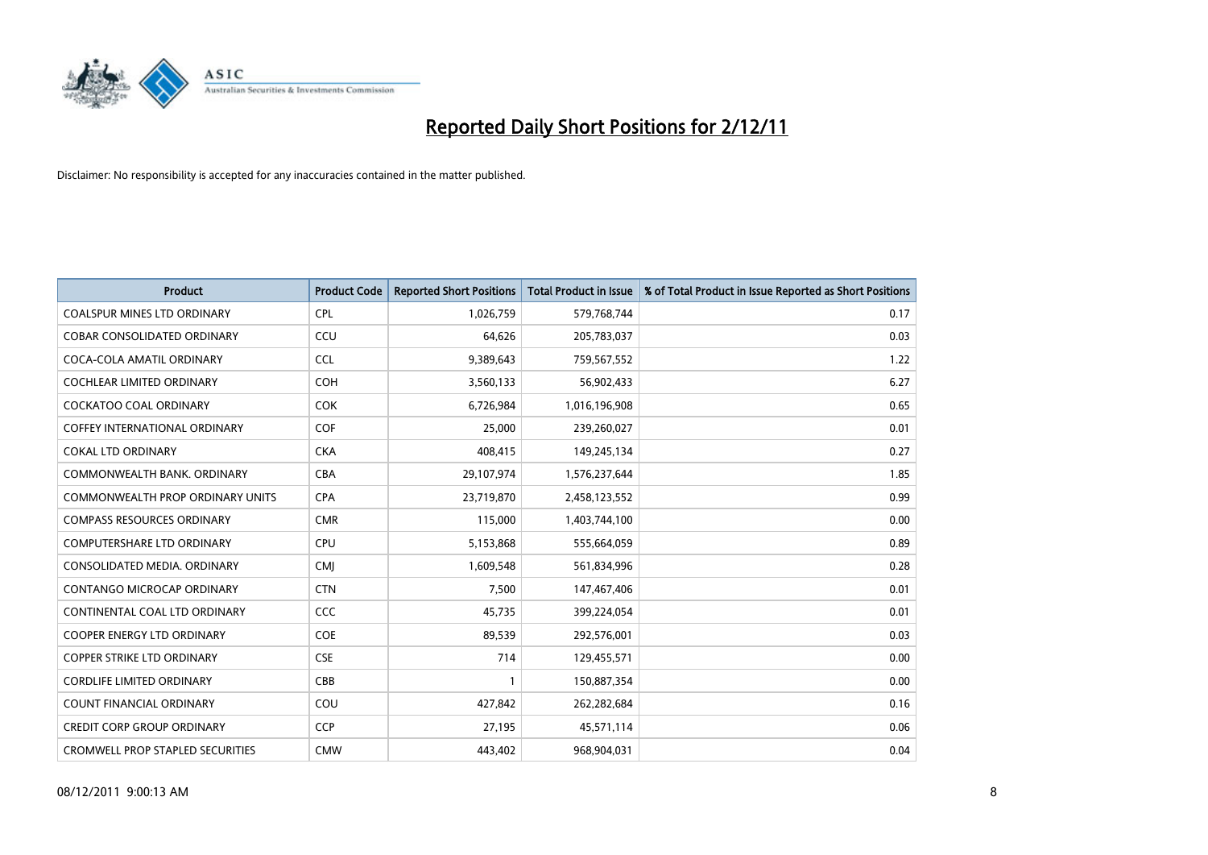# Reported Daily Short Positions for 2/12/11

Disclaimer: No responsibility is accepted for any inaccuracies contained in the matter published.

| Product | Product Code | Reported Short Positions | Total Product in Issue | % of Total Product in Issue Reported as Short Positions |
|---|---|---|---|---|
| COALSPUR MINES LTD ORDINARY | CPL | 1,026,759 | 579,768,744 | 0.17 |
| COBAR CONSOLIDATED ORDINARY | CCU | 64,626 | 205,783,037 | 0.03 |
| COCA-COLA AMATIL ORDINARY | CCL | 9,389,643 | 759,567,552 | 1.22 |
| COCHLEAR LIMITED ORDINARY | COH | 3,560,133 | 56,902,433 | 6.27 |
| COCKATOO COAL ORDINARY | COK | 6,726,984 | 1,016,196,908 | 0.65 |
| COFFEY INTERNATIONAL ORDINARY | COF | 25,000 | 239,260,027 | 0.01 |
| COKAL LTD ORDINARY | CKA | 408,415 | 149,245,134 | 0.27 |
| COMMONWEALTH BANK. ORDINARY | CBA | 29,107,974 | 1,576,237,644 | 1.85 |
| COMMONWEALTH PROP ORDINARY UNITS | CPA | 23,719,870 | 2,458,123,552 | 0.99 |
| COMPASS RESOURCES ORDINARY | CMR | 115,000 | 1,403,744,100 | 0.00 |
| COMPUTERSHARE LTD ORDINARY | CPU | 5,153,868 | 555,664,059 | 0.89 |
| CONSOLIDATED MEDIA. ORDINARY | CMJ | 1,609,548 | 561,834,996 | 0.28 |
| CONTANGO MICROCAP ORDINARY | CTN | 7,500 | 147,467,406 | 0.01 |
| CONTINENTAL COAL LTD ORDINARY | CCC | 45,735 | 399,224,054 | 0.01 |
| COOPER ENERGY LTD ORDINARY | COE | 89,539 | 292,576,001 | 0.03 |
| COPPER STRIKE LTD ORDINARY | CSE | 714 | 129,455,571 | 0.00 |
| CORDLIFE LIMITED ORDINARY | CBB | 1 | 150,887,354 | 0.00 |
| COUNT FINANCIAL ORDINARY | COU | 427,842 | 262,282,684 | 0.16 |
| CREDIT CORP GROUP ORDINARY | CCP | 27,195 | 45,571,114 | 0.06 |
| CROMWELL PROP STAPLED SECURITIES | CMW | 443,402 | 968,904,031 | 0.04 |

08/12/2011 9:00:13 AM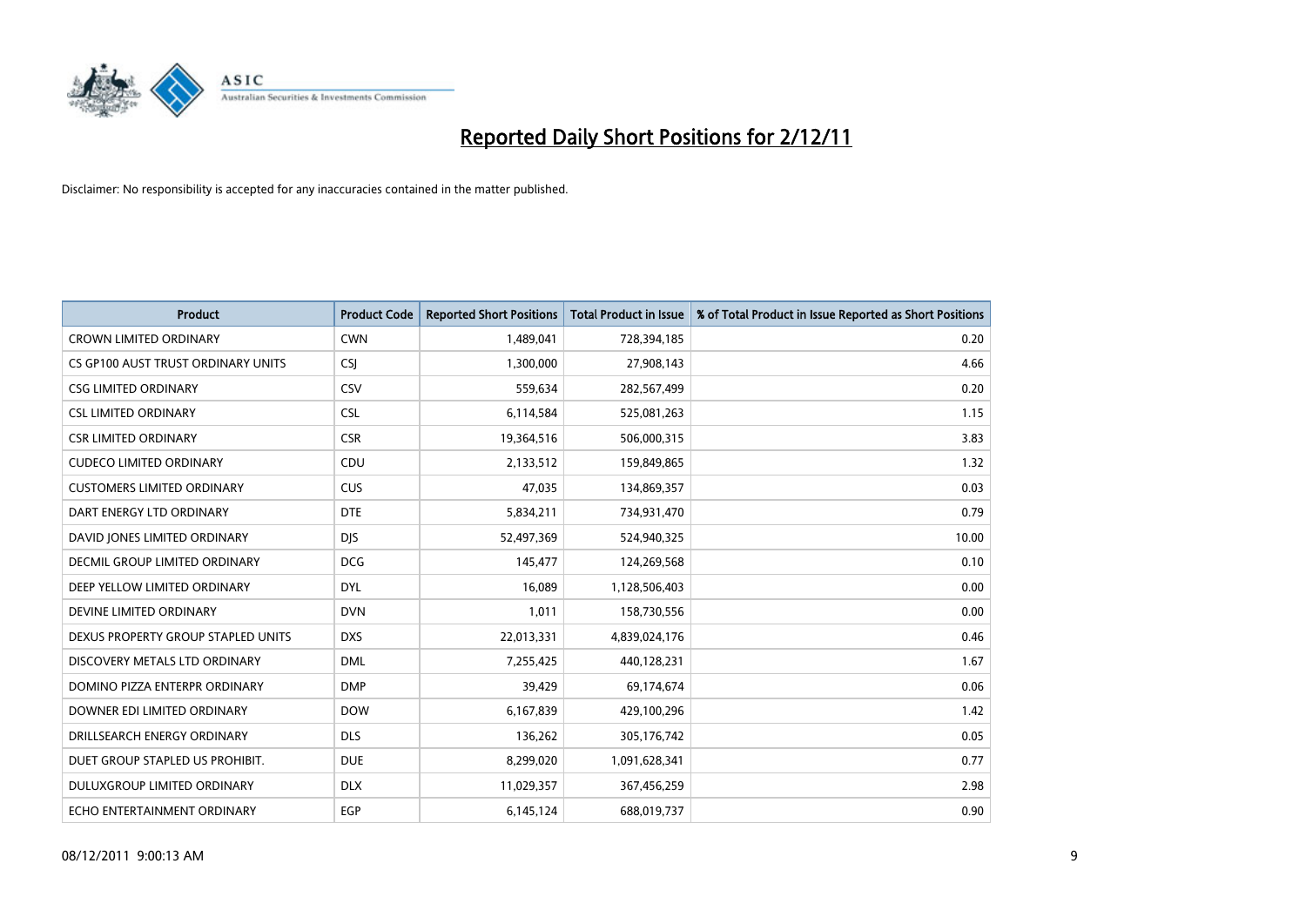# Reported Daily Short Positions for 2/12/11

Disclaimer: No responsibility is accepted for any inaccuracies contained in the matter published.

| Product | Product Code | Reported Short Positions | Total Product in Issue | % of Total Product in Issue Reported as Short Positions |
|---|---|---|---|---|
| CROWN LIMITED ORDINARY | CWN | 1,489,041 | 728,394,185 | 0.20 |
| CS GP100 AUST TRUST ORDINARY UNITS | CSJ | 1,300,000 | 27,908,143 | 4.66 |
| CSG LIMITED ORDINARY | CSV | 559,634 | 282,567,499 | 0.20 |
| CSL LIMITED ORDINARY | CSL | 6,114,584 | 525,081,263 | 1.15 |
| CSR LIMITED ORDINARY | CSR | 19,364,516 | 506,000,315 | 3.83 |
| CUDECO LIMITED ORDINARY | CDU | 2,133,512 | 159,849,865 | 1.32 |
| CUSTOMERS LIMITED ORDINARY | CUS | 47,035 | 134,869,357 | 0.03 |
| DART ENERGY LTD ORDINARY | DTE | 5,834,211 | 734,931,470 | 0.79 |
| DAVID JONES LIMITED ORDINARY | DJS | 52,497,369 | 524,940,325 | 10.00 |
| DECMIL GROUP LIMITED ORDINARY | DCG | 145,477 | 124,269,568 | 0.10 |
| DEEP YELLOW LIMITED ORDINARY | DYL | 16,089 | 1,128,506,403 | 0.00 |
| DEVINE LIMITED ORDINARY | DVN | 1,011 | 158,730,556 | 0.00 |
| DEXUS PROPERTY GROUP STAPLED UNITS | DXS | 22,013,331 | 4,839,024,176 | 0.46 |
| DISCOVERY METALS LTD ORDINARY | DML | 7,255,425 | 440,128,231 | 1.67 |
| DOMINO PIZZA ENTERPR ORDINARY | DMP | 39,429 | 69,174,674 | 0.06 |
| DOWNER EDI LIMITED ORDINARY | DOW | 6,167,839 | 429,100,296 | 1.42 |
| DRILLSEARCH ENERGY ORDINARY | DLS | 136,262 | 305,176,742 | 0.05 |
| DUET GROUP STAPLED US PROHIBIT. | DUE | 8,299,020 | 1,091,628,341 | 0.77 |
| DULUXGROUP LIMITED ORDINARY | DLX | 11,029,357 | 367,456,259 | 2.98 |
| ECHO ENTERTAINMENT ORDINARY | EGP | 6,145,124 | 688,019,737 | 0.90 |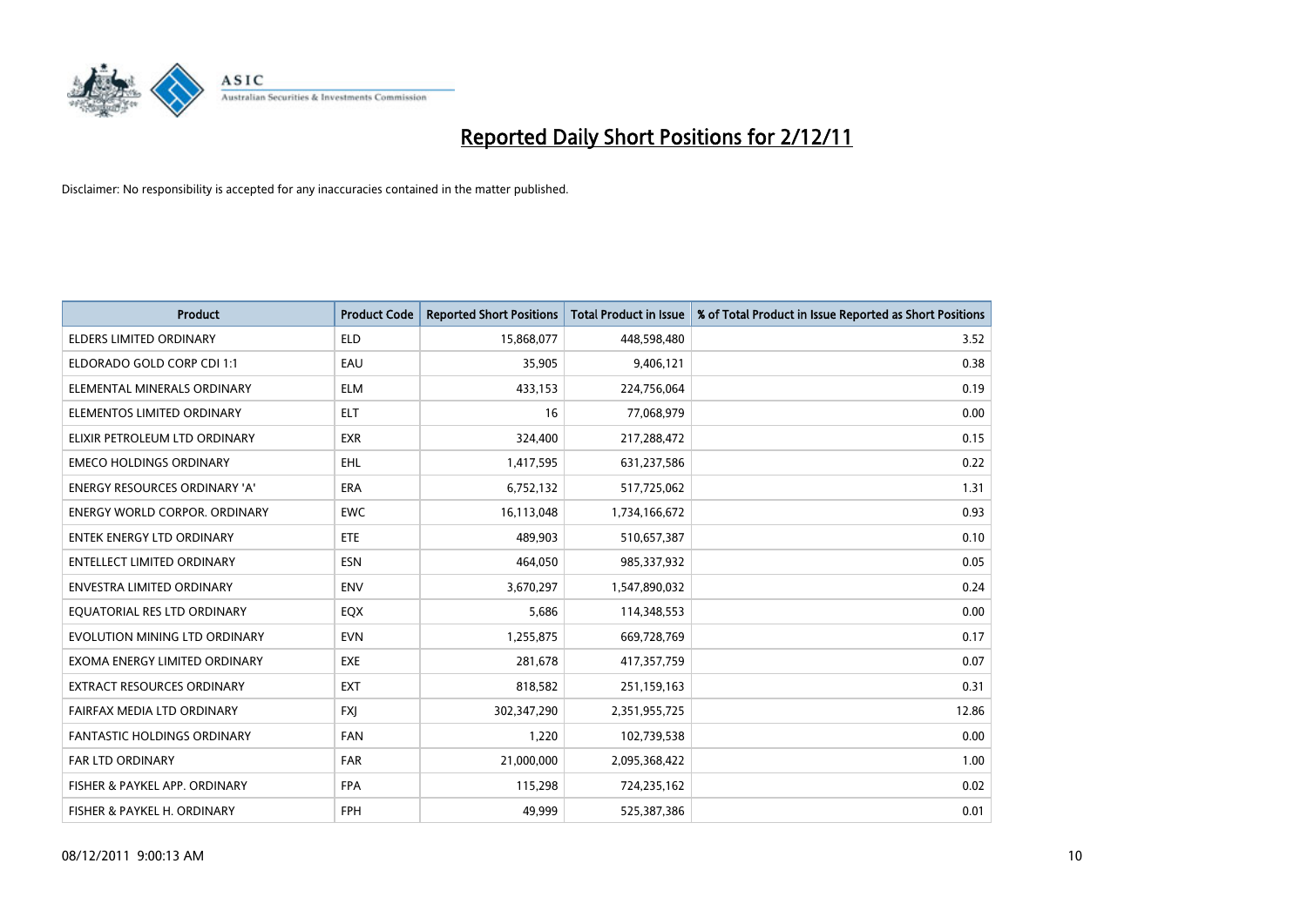# Reported Daily Short Positions for 2/12/11

Disclaimer: No responsibility is accepted for any inaccuracies contained in the matter published.

| Product | Product Code | Reported Short Positions | Total Product in Issue | % of Total Product in Issue Reported as Short Positions |
|---|---|---|---|---|
| ELDERS LIMITED ORDINARY | ELD | 15,868,077 | 448,598,480 | 3.52 |
| ELDORADO GOLD CORP CDI 1:1 | EAU | 35,905 | 9,406,121 | 0.38 |
| ELEMENTAL MINERALS ORDINARY | ELM | 433,153 | 224,756,064 | 0.19 |
| ELEMENTOS LIMITED ORDINARY | ELT | 16 | 77,068,979 | 0.00 |
| ELIXIR PETROLEUM LTD ORDINARY | EXR | 324,400 | 217,288,472 | 0.15 |
| EMECO HOLDINGS ORDINARY | EHL | 1,417,595 | 631,237,586 | 0.22 |
| ENERGY RESOURCES ORDINARY 'A' | ERA | 6,752,132 | 517,725,062 | 1.31 |
| ENERGY WORLD CORPOR. ORDINARY | EWC | 16,113,048 | 1,734,166,672 | 0.93 |
| ENTEK ENERGY LTD ORDINARY | ETE | 489,903 | 510,657,387 | 0.10 |
| ENTELLECT LIMITED ORDINARY | ESN | 464,050 | 985,337,932 | 0.05 |
| ENVESTRA LIMITED ORDINARY | ENV | 3,670,297 | 1,547,890,032 | 0.24 |
| EQUATORIAL RES LTD ORDINARY | EQX | 5,686 | 114,348,553 | 0.00 |
| EVOLUTION MINING LTD ORDINARY | EVN | 1,255,875 | 669,728,769 | 0.17 |
| EXOMA ENERGY LIMITED ORDINARY | EXE | 281,678 | 417,357,759 | 0.07 |
| EXTRACT RESOURCES ORDINARY | EXT | 818,582 | 251,159,163 | 0.31 |
| FAIRFAX MEDIA LTD ORDINARY | FXJ | 302,347,290 | 2,351,955,725 | 12.86 |
| FANTASTIC HOLDINGS ORDINARY | FAN | 1,220 | 102,739,538 | 0.00 |
| FAR LTD ORDINARY | FAR | 21,000,000 | 2,095,368,422 | 1.00 |
| FISHER & PAYKEL APP. ORDINARY | FPA | 115,298 | 724,235,162 | 0.02 |
| FISHER & PAYKEL H. ORDINARY | FPH | 49,999 | 525,387,386 | 0.01 |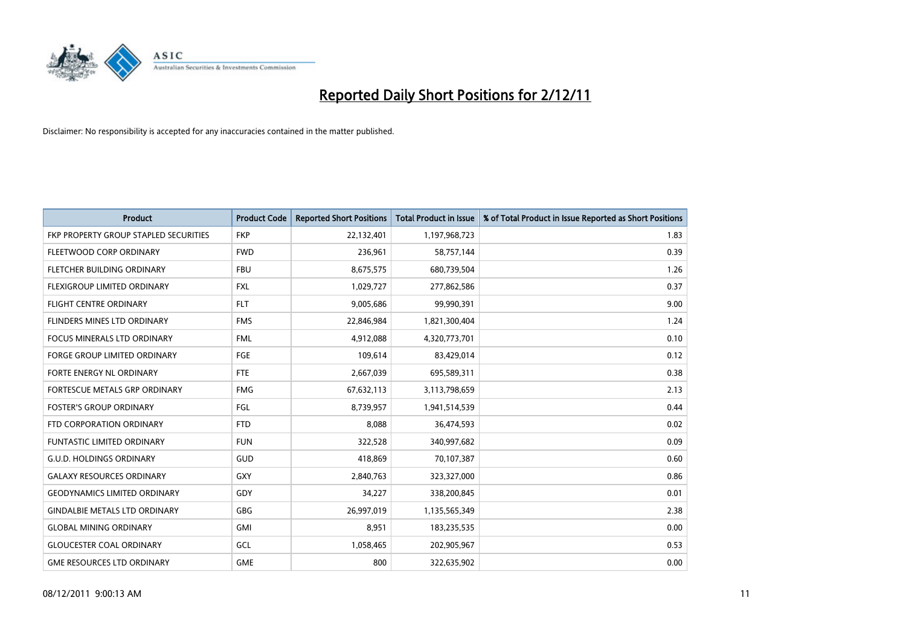# Reported Daily Short Positions for 2/12/11

Disclaimer: No responsibility is accepted for any inaccuracies contained in the matter published.

| Product | Product Code | Reported Short Positions | Total Product in Issue | % of Total Product in Issue Reported as Short Positions |
|---|---|---|---|---|
| FKP PROPERTY GROUP STAPLED SECURITIES | FKP | 22,132,401 | 1,197,968,723 | 1.83 |
| FLEETWOOD CORP ORDINARY | FWD | 236,961 | 58,757,144 | 0.39 |
| FLETCHER BUILDING ORDINARY | FBU | 8,675,575 | 680,739,504 | 1.26 |
| FLEXIGROUP LIMITED ORDINARY | FXL | 1,029,727 | 277,862,586 | 0.37 |
| FLIGHT CENTRE ORDINARY | FLT | 9,005,686 | 99,990,391 | 9.00 |
| FLINDERS MINES LTD ORDINARY | FMS | 22,846,984 | 1,821,300,404 | 1.24 |
| FOCUS MINERALS LTD ORDINARY | FML | 4,912,088 | 4,320,773,701 | 0.10 |
| FORGE GROUP LIMITED ORDINARY | FGE | 109,614 | 83,429,014 | 0.12 |
| FORTE ENERGY NL ORDINARY | FTE | 2,667,039 | 695,589,311 | 0.38 |
| FORTESCUE METALS GRP ORDINARY | FMG | 67,632,113 | 3,113,798,659 | 2.13 |
| FOSTER'S GROUP ORDINARY | FGL | 8,739,957 | 1,941,514,539 | 0.44 |
| FTD CORPORATION ORDINARY | FTD | 8,088 | 36,474,593 | 0.02 |
| FUNTASTIC LIMITED ORDINARY | FUN | 322,528 | 340,997,682 | 0.09 |
| G.U.D. HOLDINGS ORDINARY | GUD | 418,869 | 70,107,387 | 0.60 |
| GALAXY RESOURCES ORDINARY | GXY | 2,840,763 | 323,327,000 | 0.86 |
| GEODYNAMICS LIMITED ORDINARY | GDY | 34,227 | 338,200,845 | 0.01 |
| GINDALBIE METALS LTD ORDINARY | GBG | 26,997,019 | 1,135,565,349 | 2.38 |
| GLOBAL MINING ORDINARY | GMI | 8,951 | 183,235,535 | 0.00 |
| GLOUCESTER COAL ORDINARY | GCL | 1,058,465 | 202,905,967 | 0.53 |
| GME RESOURCES LTD ORDINARY | GME | 800 | 322,635,902 | 0.00 |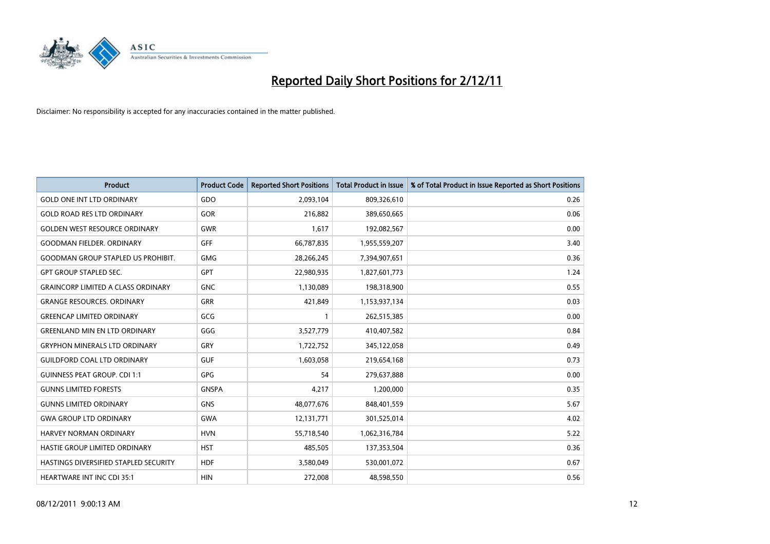# Reported Daily Short Positions for 2/12/11

Disclaimer: No responsibility is accepted for any inaccuracies contained in the matter published.

| Product | Product Code | Reported Short Positions | Total Product in Issue | % of Total Product in Issue Reported as Short Positions |
|---|---|---|---|---|
| GOLD ONE INT LTD ORDINARY | GDO | 2,093,104 | 809,326,610 | 0.26 |
| GOLD ROAD RES LTD ORDINARY | GOR | 216,882 | 389,650,665 | 0.06 |
| GOLDEN WEST RESOURCE ORDINARY | GWR | 1,617 | 192,082,567 | 0.00 |
| GOODMAN FIELDER. ORDINARY | GFF | 66,787,835 | 1,955,559,207 | 3.40 |
| GOODMAN GROUP STAPLED US PROHIBIT. | GMG | 28,266,245 | 7,394,907,651 | 0.36 |
| GPT GROUP STAPLED SEC. | GPT | 22,980,935 | 1,827,601,773 | 1.24 |
| GRAINCORP LIMITED A CLASS ORDINARY | GNC | 1,130,089 | 198,318,900 | 0.55 |
| GRANGE RESOURCES. ORDINARY | GRR | 421,849 | 1,153,937,134 | 0.03 |
| GREENCAP LIMITED ORDINARY | GCG | 1 | 262,515,385 | 0.00 |
| GREENLAND MIN EN LTD ORDINARY | GGG | 3,527,779 | 410,407,582 | 0.84 |
| GRYPHON MINERALS LTD ORDINARY | GRY | 1,722,752 | 345,122,058 | 0.49 |
| GUILDFORD COAL LTD ORDINARY | GUF | 1,603,058 | 219,654,168 | 0.73 |
| GUINNESS PEAT GROUP. CDI 1:1 | GPG | 54 | 279,637,888 | 0.00 |
| GUNNS LIMITED FORESTS | GNSPA | 4,217 | 1,200,000 | 0.35 |
| GUNNS LIMITED ORDINARY | GNS | 48,077,676 | 848,401,559 | 5.67 |
| GWA GROUP LTD ORDINARY | GWA | 12,131,771 | 301,525,014 | 4.02 |
| HARVEY NORMAN ORDINARY | HVN | 55,718,540 | 1,062,316,784 | 5.22 |
| HASTIE GROUP LIMITED ORDINARY | HST | 485,505 | 137,353,504 | 0.36 |
| HASTINGS DIVERSIFIED STAPLED SECURITY | HDF | 3,580,049 | 530,001,072 | 0.67 |
| HEARTWARE INT INC CDI 35:1 | HIN | 272,008 | 48,598,550 | 0.56 |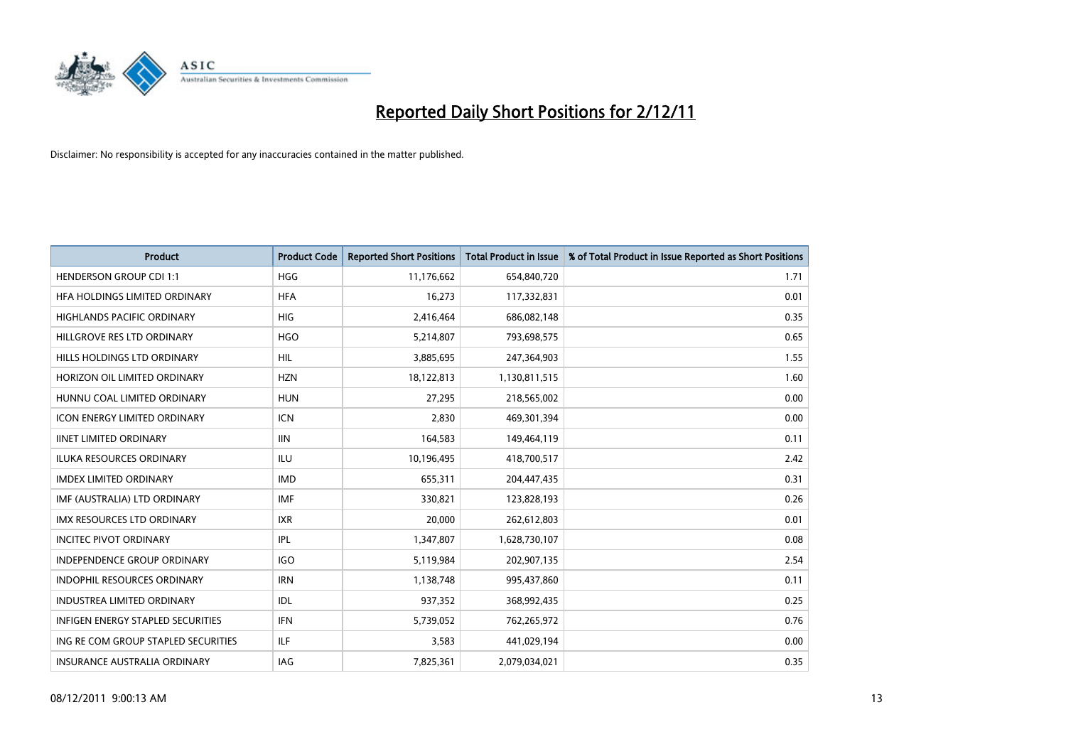# Reported Daily Short Positions for 2/12/11

Disclaimer: No responsibility is accepted for any inaccuracies contained in the matter published.

| Product | Product Code | Reported Short Positions | Total Product in Issue | % of Total Product in Issue Reported as Short Positions |
|---|---|---|---|---|
| HENDERSON GROUP CDI 1:1 | HGG | 11,176,662 | 654,840,720 | 1.71 |
| HFA HOLDINGS LIMITED ORDINARY | HFA | 16,273 | 117,332,831 | 0.01 |
| HIGHLANDS PACIFIC ORDINARY | HIG | 2,416,464 | 686,082,148 | 0.35 |
| HILLGROVE RES LTD ORDINARY | HGO | 5,214,807 | 793,698,575 | 0.65 |
| HILLS HOLDINGS LTD ORDINARY | HIL | 3,885,695 | 247,364,903 | 1.55 |
| HORIZON OIL LIMITED ORDINARY | HZN | 18,122,813 | 1,130,811,515 | 1.60 |
| HUNNU COAL LIMITED ORDINARY | HUN | 27,295 | 218,565,002 | 0.00 |
| ICON ENERGY LIMITED ORDINARY | ICN | 2,830 | 469,301,394 | 0.00 |
| IINET LIMITED ORDINARY | IIN | 164,583 | 149,464,119 | 0.11 |
| ILUKA RESOURCES ORDINARY | ILU | 10,196,495 | 418,700,517 | 2.42 |
| IMDEX LIMITED ORDINARY | IMD | 655,311 | 204,447,435 | 0.31 |
| IMF (AUSTRALIA) LTD ORDINARY | IMF | 330,821 | 123,828,193 | 0.26 |
| IMX RESOURCES LTD ORDINARY | IXR | 20,000 | 262,612,803 | 0.01 |
| INCITEC PIVOT ORDINARY | IPL | 1,347,807 | 1,628,730,107 | 0.08 |
| INDEPENDENCE GROUP ORDINARY | IGO | 5,119,984 | 202,907,135 | 2.54 |
| INDOPHIL RESOURCES ORDINARY | IRN | 1,138,748 | 995,437,860 | 0.11 |
| INDUSTREA LIMITED ORDINARY | IDL | 937,352 | 368,992,435 | 0.25 |
| INFIGEN ENERGY STAPLED SECURITIES | IFN | 5,739,052 | 762,265,972 | 0.76 |
| ING RE COM GROUP STAPLED SECURITIES | ILF | 3,583 | 441,029,194 | 0.00 |
| INSURANCE AUSTRALIA ORDINARY | IAG | 7,825,361 | 2,079,034,021 | 0.35 |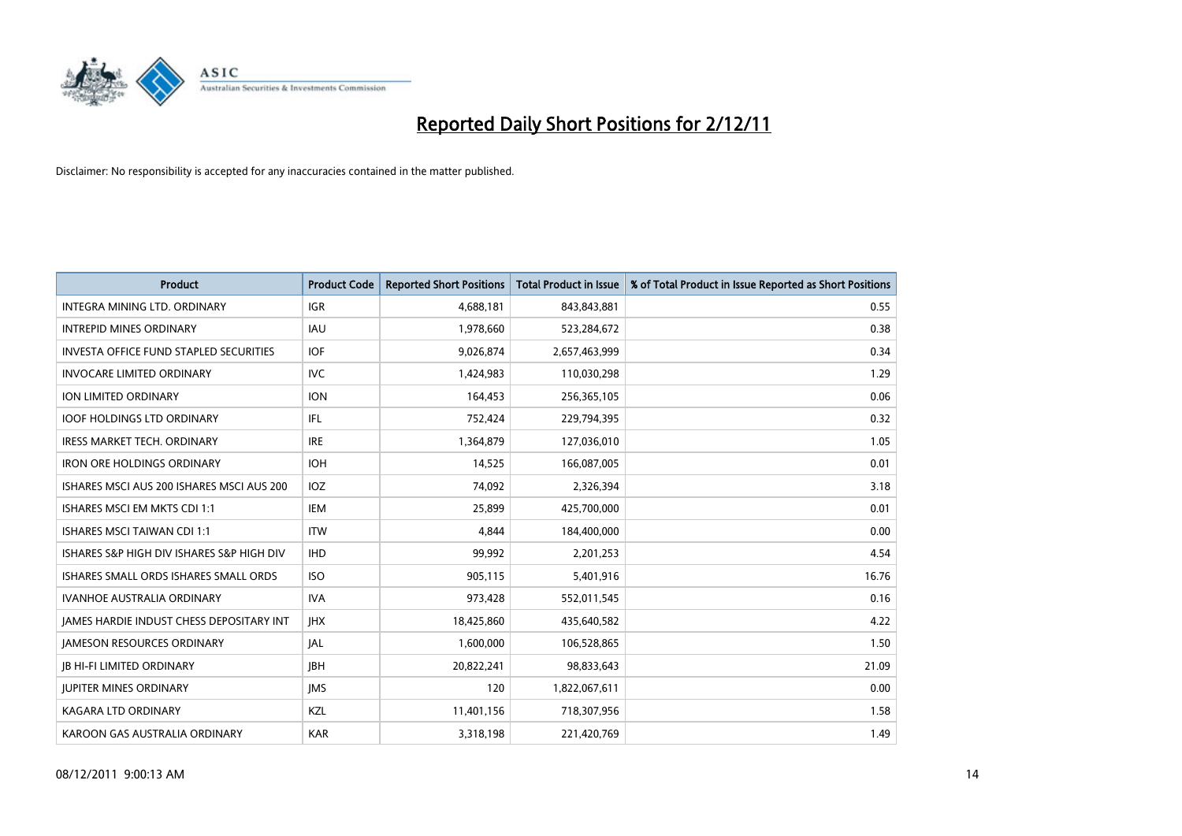# Reported Daily Short Positions for 2/12/11

Disclaimer: No responsibility is accepted for any inaccuracies contained in the matter published.

| Product | Product Code | Reported Short Positions | Total Product in Issue | % of Total Product in Issue Reported as Short Positions |
|---|---|---|---|---|
| INTEGRA MINING LTD. ORDINARY | IGR | 4,688,181 | 843,843,881 | 0.55 |
| INTREPID MINES ORDINARY | IAU | 1,978,660 | 523,284,672 | 0.38 |
| INVESTA OFFICE FUND STAPLED SECURITIES | IOF | 9,026,874 | 2,657,463,999 | 0.34 |
| INVOCARE LIMITED ORDINARY | IVC | 1,424,983 | 110,030,298 | 1.29 |
| ION LIMITED ORDINARY | ION | 164,453 | 256,365,105 | 0.06 |
| IOOF HOLDINGS LTD ORDINARY | IFL | 752,424 | 229,794,395 | 0.32 |
| IRESS MARKET TECH. ORDINARY | IRE | 1,364,879 | 127,036,010 | 1.05 |
| IRON ORE HOLDINGS ORDINARY | IOH | 14,525 | 166,087,005 | 0.01 |
| ISHARES MSCI AUS 200 ISHARES MSCI AUS 200 | IOZ | 74,092 | 2,326,394 | 3.18 |
| ISHARES MSCI EM MKTS CDI 1:1 | IEM | 25,899 | 425,700,000 | 0.01 |
| ISHARES MSCI TAIWAN CDI 1:1 | ITW | 4,844 | 184,400,000 | 0.00 |
| ISHARES S&P HIGH DIV ISHARES S&P HIGH DIV | IHD | 99,992 | 2,201,253 | 4.54 |
| ISHARES SMALL ORDS ISHARES SMALL ORDS | ISO | 905,115 | 5,401,916 | 16.76 |
| IVANHOE AUSTRALIA ORDINARY | IVA | 973,428 | 552,011,545 | 0.16 |
| JAMES HARDIE INDUST CHESS DEPOSITARY INT | JHX | 18,425,860 | 435,640,582 | 4.22 |
| JAMESON RESOURCES ORDINARY | JAL | 1,600,000 | 106,528,865 | 1.50 |
| JB HI-FI LIMITED ORDINARY | JBH | 20,822,241 | 98,833,643 | 21.09 |
| JUPITER MINES ORDINARY | JMS | 120 | 1,822,067,611 | 0.00 |
| KAGARA LTD ORDINARY | KZL | 11,401,156 | 718,307,956 | 1.58 |
| KAROON GAS AUSTRALIA ORDINARY | KAR | 3,318,198 | 221,420,769 | 1.49 |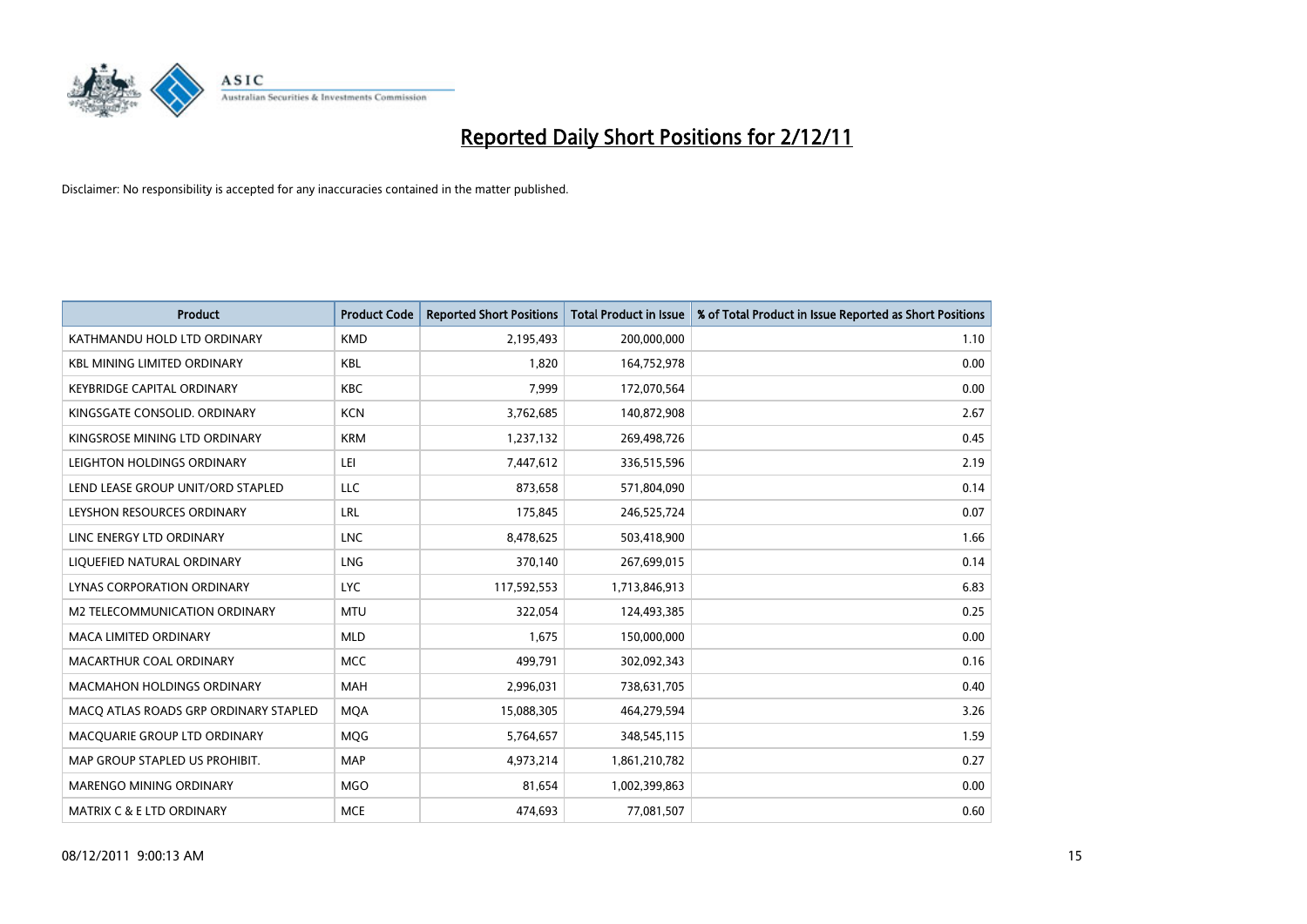# Reported Daily Short Positions for 2/12/11

Disclaimer: No responsibility is accepted for any inaccuracies contained in the matter published.

| Product | Product Code | Reported Short Positions | Total Product in Issue | % of Total Product in Issue Reported as Short Positions |
|---|---|---|---|---|
| KATHMANDU HOLD LTD ORDINARY | KMD | 2,195,493 | 200,000,000 | 1.10 |
| KBL MINING LIMITED ORDINARY | KBL | 1,820 | 164,752,978 | 0.00 |
| KEYBRIDGE CAPITAL ORDINARY | KBC | 7,999 | 172,070,564 | 0.00 |
| KINGSGATE CONSOLID. ORDINARY | KCN | 3,762,685 | 140,872,908 | 2.67 |
| KINGSROSE MINING LTD ORDINARY | KRM | 1,237,132 | 269,498,726 | 0.45 |
| LEIGHTON HOLDINGS ORDINARY | LEI | 7,447,612 | 336,515,596 | 2.19 |
| LEND LEASE GROUP UNIT/ORD STAPLED | LLC | 873,658 | 571,804,090 | 0.14 |
| LEYSHON RESOURCES ORDINARY | LRL | 175,845 | 246,525,724 | 0.07 |
| LINC ENERGY LTD ORDINARY | LNC | 8,478,625 | 503,418,900 | 1.66 |
| LIQUEFIED NATURAL ORDINARY | LNG | 370,140 | 267,699,015 | 0.14 |
| LYNAS CORPORATION ORDINARY | LYC | 117,592,553 | 1,713,846,913 | 6.83 |
| M2 TELECOMMUNICATION ORDINARY | MTU | 322,054 | 124,493,385 | 0.25 |
| MACA LIMITED ORDINARY | MLD | 1,675 | 150,000,000 | 0.00 |
| MACARTHUR COAL ORDINARY | MCC | 499,791 | 302,092,343 | 0.16 |
| MACMAHON HOLDINGS ORDINARY | MAH | 2,996,031 | 738,631,705 | 0.40 |
| MACQ ATLAS ROADS GRP ORDINARY STAPLED | MQA | 15,088,305 | 464,279,594 | 3.26 |
| MACQUARIE GROUP LTD ORDINARY | MQG | 5,764,657 | 348,545,115 | 1.59 |
| MAP GROUP STAPLED US PROHIBIT. | MAP | 4,973,214 | 1,861,210,782 | 0.27 |
| MARENGO MINING ORDINARY | MGO | 81,654 | 1,002,399,863 | 0.00 |
| MATRIX C & E LTD ORDINARY | MCE | 474,693 | 77,081,507 | 0.60 |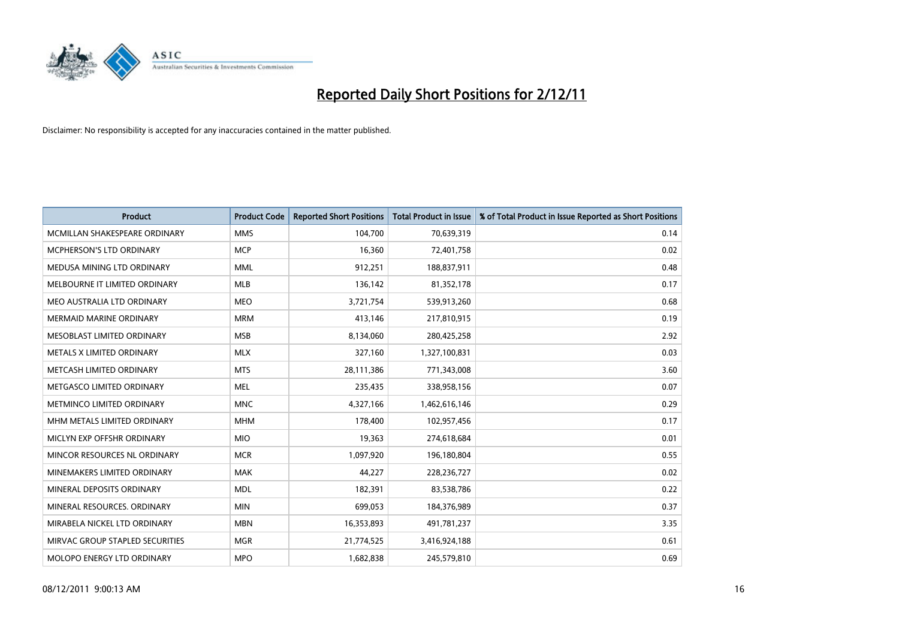# Reported Daily Short Positions for 2/12/11

Disclaimer: No responsibility is accepted for any inaccuracies contained in the matter published.

| Product | Product Code | Reported Short Positions | Total Product in Issue | % of Total Product in Issue Reported as Short Positions |
|---|---|---|---|---|
| MCMILLAN SHAKESPEARE ORDINARY | MMS | 104,700 | 70,639,319 | 0.14 |
| MCPHERSON'S LTD ORDINARY | MCP | 16,360 | 72,401,758 | 0.02 |
| MEDUSA MINING LTD ORDINARY | MML | 912,251 | 188,837,911 | 0.48 |
| MELBOURNE IT LIMITED ORDINARY | MLB | 136,142 | 81,352,178 | 0.17 |
| MEO AUSTRALIA LTD ORDINARY | MEO | 3,721,754 | 539,913,260 | 0.68 |
| MERMAID MARINE ORDINARY | MRM | 413,146 | 217,810,915 | 0.19 |
| MESOBLAST LIMITED ORDINARY | MSB | 8,134,060 | 280,425,258 | 2.92 |
| METALS X LIMITED ORDINARY | MLX | 327,160 | 1,327,100,831 | 0.03 |
| METCASH LIMITED ORDINARY | MTS | 28,111,386 | 771,343,008 | 3.60 |
| METGASCO LIMITED ORDINARY | MEL | 235,435 | 338,958,156 | 0.07 |
| METMINCO LIMITED ORDINARY | MNC | 4,327,166 | 1,462,616,146 | 0.29 |
| MHM METALS LIMITED ORDINARY | MHM | 178,400 | 102,957,456 | 0.17 |
| MICLYN EXP OFFSHR ORDINARY | MIO | 19,363 | 274,618,684 | 0.01 |
| MINCOR RESOURCES NL ORDINARY | MCR | 1,097,920 | 196,180,804 | 0.55 |
| MINEMAKERS LIMITED ORDINARY | MAK | 44,227 | 228,236,727 | 0.02 |
| MINERAL DEPOSITS ORDINARY | MDL | 182,391 | 83,538,786 | 0.22 |
| MINERAL RESOURCES. ORDINARY | MIN | 699,053 | 184,376,989 | 0.37 |
| MIRABELA NICKEL LTD ORDINARY | MBN | 16,353,893 | 491,781,237 | 3.35 |
| MIRVAC GROUP STAPLED SECURITIES | MGR | 21,774,525 | 3,416,924,188 | 0.61 |
| MOLOPO ENERGY LTD ORDINARY | MPO | 1,682,838 | 245,579,810 | 0.69 |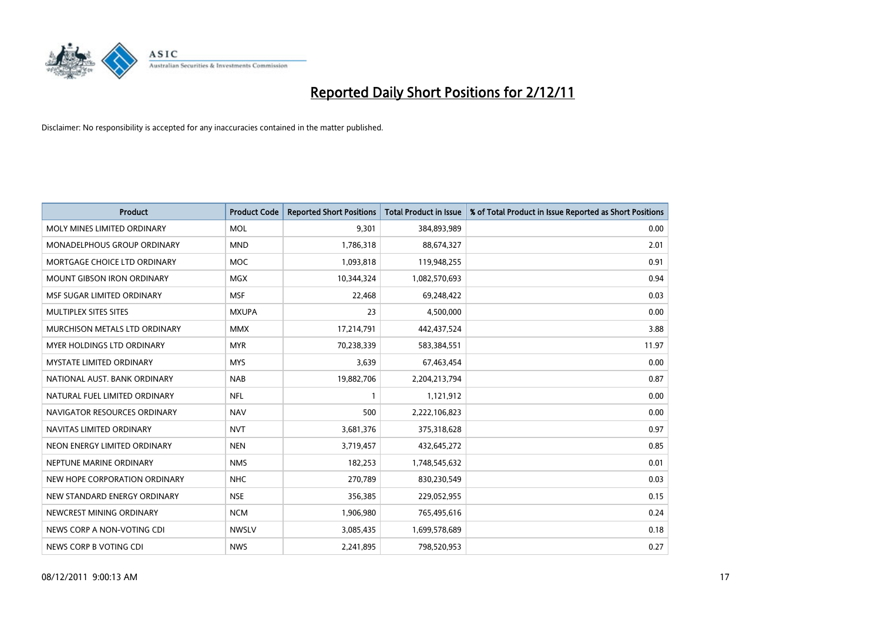# Reported Daily Short Positions for 2/12/11

Disclaimer: No responsibility is accepted for any inaccuracies contained in the matter published.

| Product | Product Code | Reported Short Positions | Total Product in Issue | % of Total Product in Issue Reported as Short Positions |
|---|---|---|---|---|
| MOLY MINES LIMITED ORDINARY | MOL | 9,301 | 384,893,989 | 0.00 |
| MONADELPHOUS GROUP ORDINARY | MND | 1,786,318 | 88,674,327 | 2.01 |
| MORTGAGE CHOICE LTD ORDINARY | MOC | 1,093,818 | 119,948,255 | 0.91 |
| MOUNT GIBSON IRON ORDINARY | MGX | 10,344,324 | 1,082,570,693 | 0.94 |
| MSF SUGAR LIMITED ORDINARY | MSF | 22,468 | 69,248,422 | 0.03 |
| MULTIPLEX SITES SITES | MXUPA | 23 | 4,500,000 | 0.00 |
| MURCHISON METALS LTD ORDINARY | MMX | 17,214,791 | 442,437,524 | 3.88 |
| MYER HOLDINGS LTD ORDINARY | MYR | 70,238,339 | 583,384,551 | 11.97 |
| MYSTATE LIMITED ORDINARY | MYS | 3,639 | 67,463,454 | 0.00 |
| NATIONAL AUST. BANK ORDINARY | NAB | 19,882,706 | 2,204,213,794 | 0.87 |
| NATURAL FUEL LIMITED ORDINARY | NFL | 1 | 1,121,912 | 0.00 |
| NAVIGATOR RESOURCES ORDINARY | NAV | 500 | 2,222,106,823 | 0.00 |
| NAVITAS LIMITED ORDINARY | NVT | 3,681,376 | 375,318,628 | 0.97 |
| NEON ENERGY LIMITED ORDINARY | NEN | 3,719,457 | 432,645,272 | 0.85 |
| NEPTUNE MARINE ORDINARY | NMS | 182,253 | 1,748,545,632 | 0.01 |
| NEW HOPE CORPORATION ORDINARY | NHC | 270,789 | 830,230,549 | 0.03 |
| NEW STANDARD ENERGY ORDINARY | NSE | 356,385 | 229,052,955 | 0.15 |
| NEWCREST MINING ORDINARY | NCM | 1,906,980 | 765,495,616 | 0.24 |
| NEWS CORP A NON-VOTING CDI | NWSLV | 3,085,435 | 1,699,578,689 | 0.18 |
| NEWS CORP B VOTING CDI | NWS | 2,241,895 | 798,520,953 | 0.27 |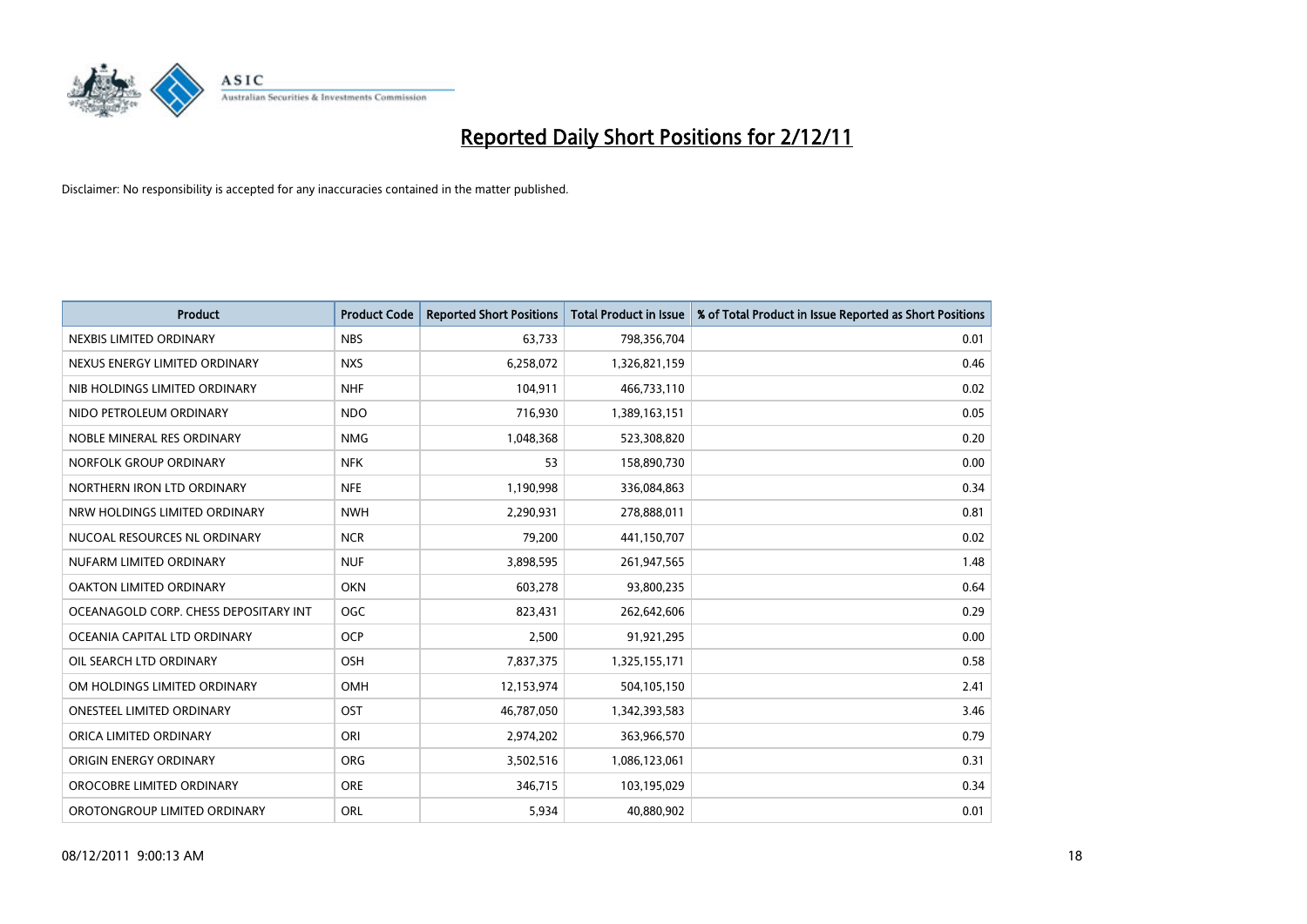# Reported Daily Short Positions for 2/12/11

Disclaimer: No responsibility is accepted for any inaccuracies contained in the matter published.

| Product | Product Code | Reported Short Positions | Total Product in Issue | % of Total Product in Issue Reported as Short Positions |
| --- | --- | --- | --- | --- |
| NEXBIS LIMITED ORDINARY | NBS | 63,733 | 798,356,704 | 0.01 |
| NEXUS ENERGY LIMITED ORDINARY | NXS | 6,258,072 | 1,326,821,159 | 0.46 |
| NIB HOLDINGS LIMITED ORDINARY | NHF | 104,911 | 466,733,110 | 0.02 |
| NIDO PETROLEUM ORDINARY | NDO | 716,930 | 1,389,163,151 | 0.05 |
| NOBLE MINERAL RES ORDINARY | NMG | 1,048,368 | 523,308,820 | 0.20 |
| NORFOLK GROUP ORDINARY | NFK | 53 | 158,890,730 | 0.00 |
| NORTHERN IRON LTD ORDINARY | NFE | 1,190,998 | 336,084,863 | 0.34 |
| NRW HOLDINGS LIMITED ORDINARY | NWH | 2,290,931 | 278,888,011 | 0.81 |
| NUCOAL RESOURCES NL ORDINARY | NCR | 79,200 | 441,150,707 | 0.02 |
| NUFARM LIMITED ORDINARY | NUF | 3,898,595 | 261,947,565 | 1.48 |
| OAKTON LIMITED ORDINARY | OKN | 603,278 | 93,800,235 | 0.64 |
| OCEANAGOLD CORP. CHESS DEPOSITARY INT | OGC | 823,431 | 262,642,606 | 0.29 |
| OCEANIA CAPITAL LTD ORDINARY | OCP | 2,500 | 91,921,295 | 0.00 |
| OIL SEARCH LTD ORDINARY | OSH | 7,837,375 | 1,325,155,171 | 0.58 |
| OM HOLDINGS LIMITED ORDINARY | OMH | 12,153,974 | 504,105,150 | 2.41 |
| ONESTEEL LIMITED ORDINARY | OST | 46,787,050 | 1,342,393,583 | 3.46 |
| ORICA LIMITED ORDINARY | ORI | 2,974,202 | 363,966,570 | 0.79 |
| ORIGIN ENERGY ORDINARY | ORG | 3,502,516 | 1,086,123,061 | 0.31 |
| OROCOBRE LIMITED ORDINARY | ORE | 346,715 | 103,195,029 | 0.34 |
| OROTONGROUP LIMITED ORDINARY | ORL | 5,934 | 40,880,902 | 0.01 |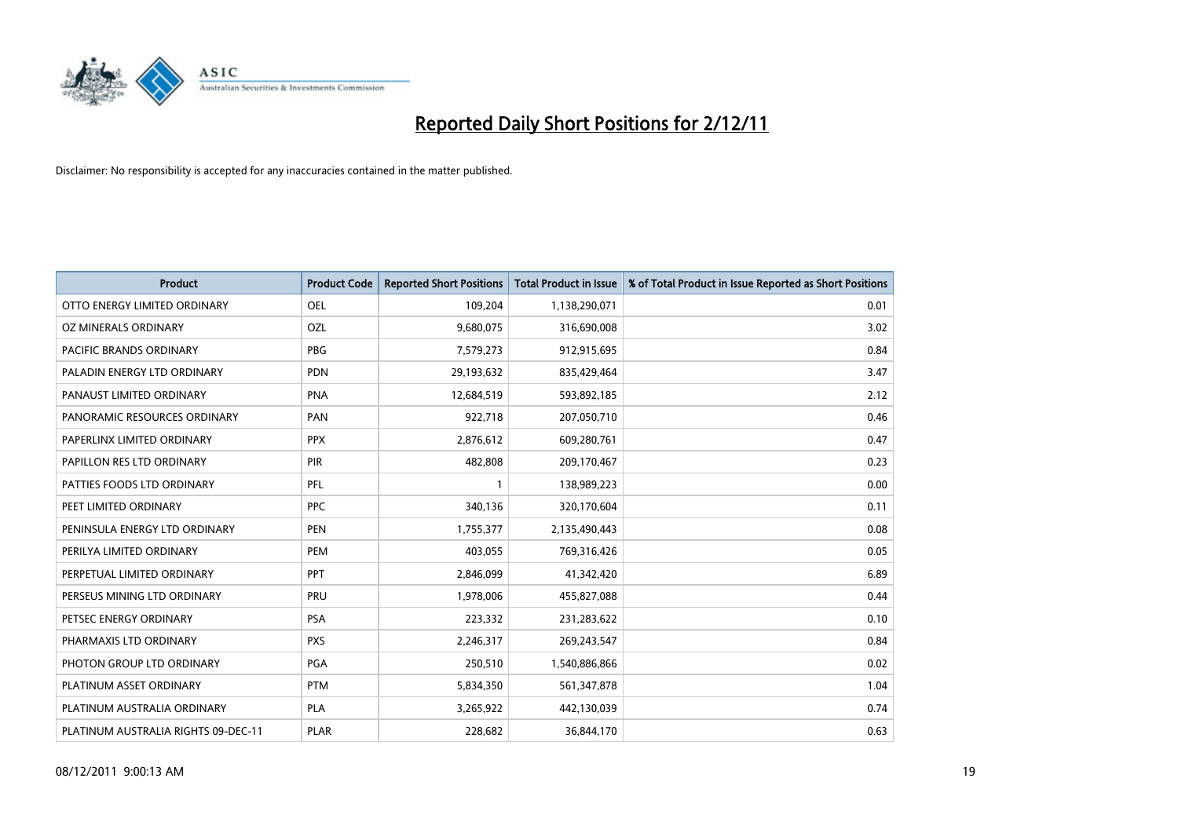# Reported Daily Short Positions for 2/12/11

Disclaimer: No responsibility is accepted for any inaccuracies contained in the matter published.

| Product | Product Code | Reported Short Positions | Total Product in Issue | % of Total Product in Issue Reported as Short Positions |
|---|---|---|---|---|
| OTTO ENERGY LIMITED ORDINARY | OEL | 109,204 | 1,138,290,071 | 0.01 |
| OZ MINERALS ORDINARY | OZL | 9,680,075 | 316,690,008 | 3.02 |
| PACIFIC BRANDS ORDINARY | PBG | 7,579,273 | 912,915,695 | 0.84 |
| PALADIN ENERGY LTD ORDINARY | PDN | 29,193,632 | 835,429,464 | 3.47 |
| PANAUST LIMITED ORDINARY | PNA | 12,684,519 | 593,892,185 | 2.12 |
| PANORAMIC RESOURCES ORDINARY | PAN | 922,718 | 207,050,710 | 0.46 |
| PAPERLINX LIMITED ORDINARY | PPX | 2,876,612 | 609,280,761 | 0.47 |
| PAPILLON RES LTD ORDINARY | PIR | 482,808 | 209,170,467 | 0.23 |
| PATTIES FOODS LTD ORDINARY | PFL | 1 | 138,989,223 | 0.00 |
| PEET LIMITED ORDINARY | PPC | 340,136 | 320,170,604 | 0.11 |
| PENINSULA ENERGY LTD ORDINARY | PEN | 1,755,377 | 2,135,490,443 | 0.08 |
| PERILYA LIMITED ORDINARY | PEM | 403,055 | 769,316,426 | 0.05 |
| PERPETUAL LIMITED ORDINARY | PPT | 2,846,099 | 41,342,420 | 6.89 |
| PERSEUS MINING LTD ORDINARY | PRU | 1,978,006 | 455,827,088 | 0.44 |
| PETSEC ENERGY ORDINARY | PSA | 223,332 | 231,283,622 | 0.10 |
| PHARMAXIS LTD ORDINARY | PXS | 2,246,317 | 269,243,547 | 0.84 |
| PHOTON GROUP LTD ORDINARY | PGA | 250,510 | 1,540,886,866 | 0.02 |
| PLATINUM ASSET ORDINARY | PTM | 5,834,350 | 561,347,878 | 1.04 |
| PLATINUM AUSTRALIA ORDINARY | PLA | 3,265,922 | 442,130,039 | 0.74 |
| PLATINUM AUSTRALIA RIGHTS 09-DEC-11 | PLAR | 228,682 | 36,844,170 | 0.63 |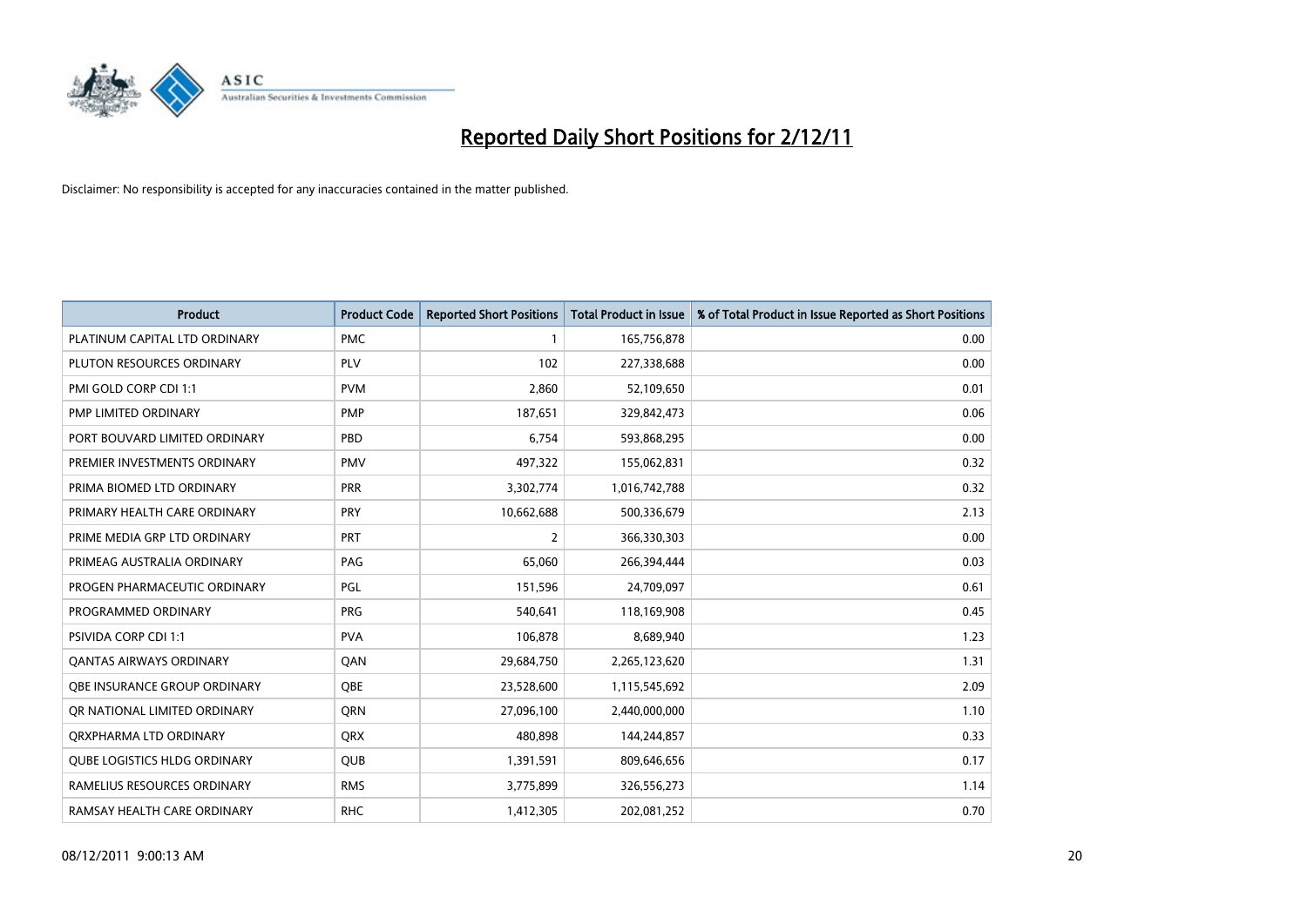# Reported Daily Short Positions for 2/12/11

Disclaimer: No responsibility is accepted for any inaccuracies contained in the matter published.

| Product | Product Code | Reported Short Positions | Total Product in Issue | % of Total Product in Issue Reported as Short Positions |
|---|---|---|---|---|
| PLATINUM CAPITAL LTD ORDINARY | PMC | 1 | 165,756,878 | 0.00 |
| PLUTON RESOURCES ORDINARY | PLV | 102 | 227,338,688 | 0.00 |
| PMI GOLD CORP CDI 1:1 | PVM | 2,860 | 52,109,650 | 0.01 |
| PMP LIMITED ORDINARY | PMP | 187,651 | 329,842,473 | 0.06 |
| PORT BOUVARD LIMITED ORDINARY | PBD | 6,754 | 593,868,295 | 0.00 |
| PREMIER INVESTMENTS ORDINARY | PMV | 497,322 | 155,062,831 | 0.32 |
| PRIMA BIOMED LTD ORDINARY | PRR | 3,302,774 | 1,016,742,788 | 0.32 |
| PRIMARY HEALTH CARE ORDINARY | PRY | 10,662,688 | 500,336,679 | 2.13 |
| PRIME MEDIA GRP LTD ORDINARY | PRT | 2 | 366,330,303 | 0.00 |
| PRIMEAG AUSTRALIA ORDINARY | PAG | 65,060 | 266,394,444 | 0.03 |
| PROGEN PHARMACEUTIC ORDINARY | PGL | 151,596 | 24,709,097 | 0.61 |
| PROGRAMMED ORDINARY | PRG | 540,641 | 118,169,908 | 0.45 |
| PSIVIDA CORP CDI 1:1 | PVA | 106,878 | 8,689,940 | 1.23 |
| QANTAS AIRWAYS ORDINARY | QAN | 29,684,750 | 2,265,123,620 | 1.31 |
| QBE INSURANCE GROUP ORDINARY | QBE | 23,528,600 | 1,115,545,692 | 2.09 |
| QR NATIONAL LIMITED ORDINARY | QRN | 27,096,100 | 2,440,000,000 | 1.10 |
| QRXPHARMA LTD ORDINARY | QRX | 480,898 | 144,244,857 | 0.33 |
| QUBE LOGISTICS HLDG ORDINARY | QUB | 1,391,591 | 809,646,656 | 0.17 |
| RAMELIUS RESOURCES ORDINARY | RMS | 3,775,899 | 326,556,273 | 1.14 |
| RAMSAY HEALTH CARE ORDINARY | RHC | 1,412,305 | 202,081,252 | 0.70 |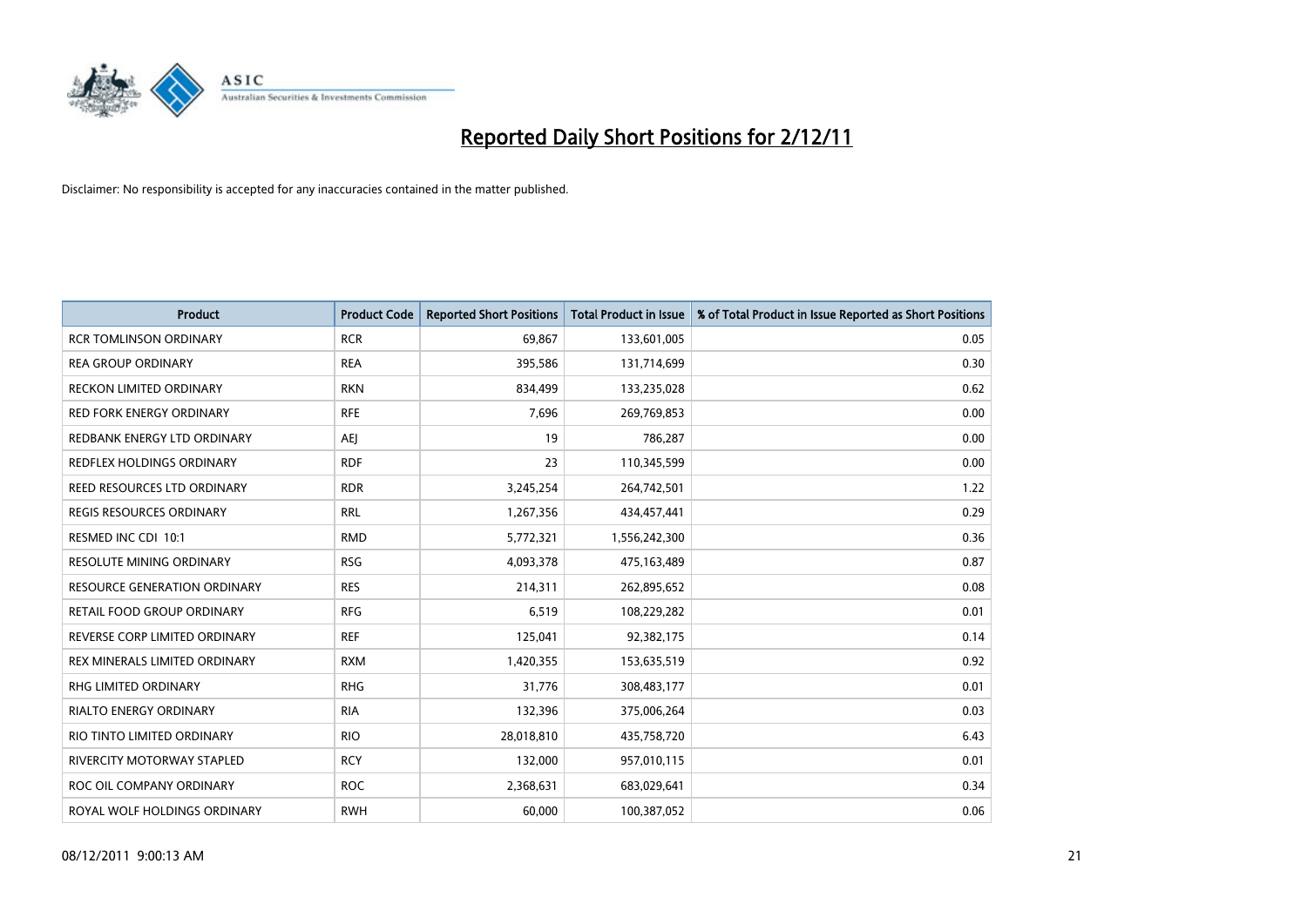# Reported Daily Short Positions for 2/12/11

Disclaimer: No responsibility is accepted for any inaccuracies contained in the matter published.

| Product | Product Code | Reported Short Positions | Total Product in Issue | % of Total Product in Issue Reported as Short Positions |
|---|---|---|---|---|
| RCR TOMLINSON ORDINARY | RCR | 69,867 | 133,601,005 | 0.05 |
| REA GROUP ORDINARY | REA | 395,586 | 131,714,699 | 0.30 |
| RECKON LIMITED ORDINARY | RKN | 834,499 | 133,235,028 | 0.62 |
| RED FORK ENERGY ORDINARY | RFE | 7,696 | 269,769,853 | 0.00 |
| REDBANK ENERGY LTD ORDINARY | AEJ | 19 | 786,287 | 0.00 |
| REDFLEX HOLDINGS ORDINARY | RDF | 23 | 110,345,599 | 0.00 |
| REED RESOURCES LTD ORDINARY | RDR | 3,245,254 | 264,742,501 | 1.22 |
| REGIS RESOURCES ORDINARY | RRL | 1,267,356 | 434,457,441 | 0.29 |
| RESMED INC CDI 10:1 | RMD | 5,772,321 | 1,556,242,300 | 0.36 |
| RESOLUTE MINING ORDINARY | RSG | 4,093,378 | 475,163,489 | 0.87 |
| RESOURCE GENERATION ORDINARY | RES | 214,311 | 262,895,652 | 0.08 |
| RETAIL FOOD GROUP ORDINARY | RFG | 6,519 | 108,229,282 | 0.01 |
| REVERSE CORP LIMITED ORDINARY | REF | 125,041 | 92,382,175 | 0.14 |
| REX MINERALS LIMITED ORDINARY | RXM | 1,420,355 | 153,635,519 | 0.92 |
| RHG LIMITED ORDINARY | RHG | 31,776 | 308,483,177 | 0.01 |
| RIALTO ENERGY ORDINARY | RIA | 132,396 | 375,006,264 | 0.03 |
| RIO TINTO LIMITED ORDINARY | RIO | 28,018,810 | 435,758,720 | 6.43 |
| RIVERCITY MOTORWAY STAPLED | RCY | 132,000 | 957,010,115 | 0.01 |
| ROC OIL COMPANY ORDINARY | ROC | 2,368,631 | 683,029,641 | 0.34 |
| ROYAL WOLF HOLDINGS ORDINARY | RWH | 60,000 | 100,387,052 | 0.06 |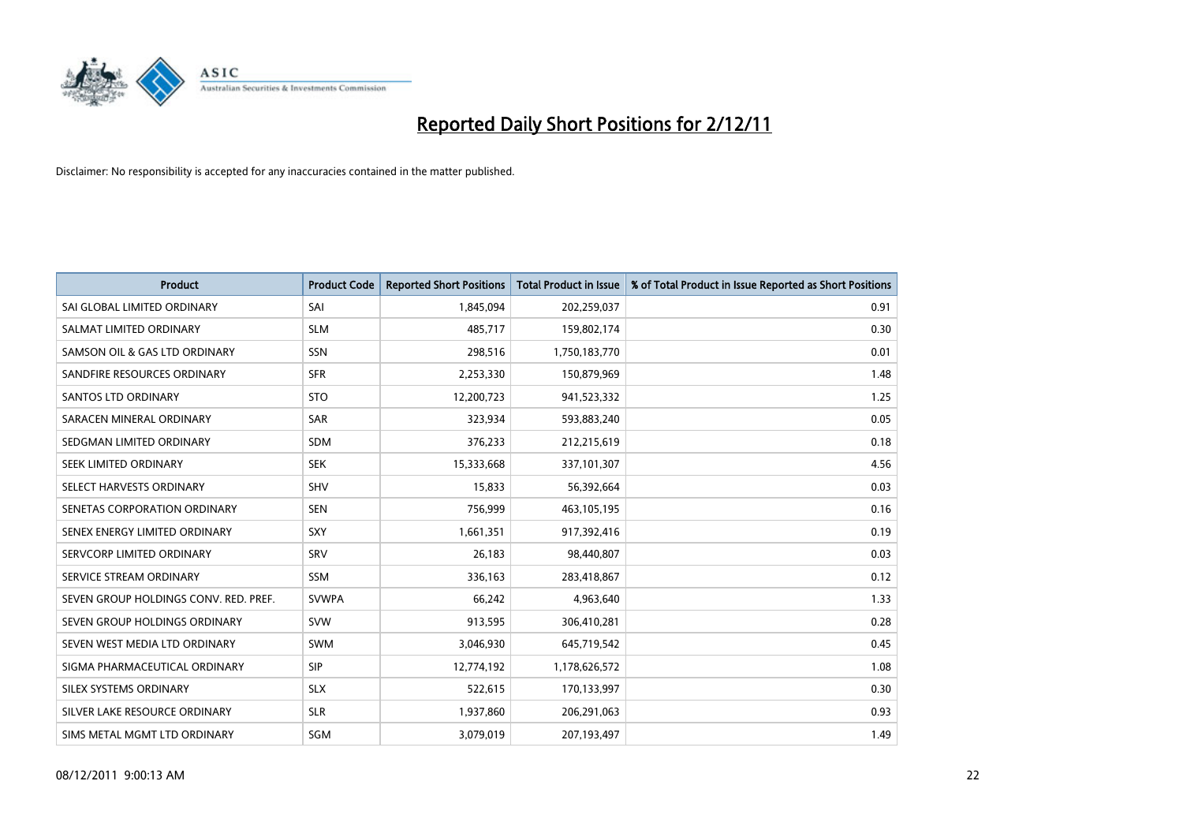# Reported Daily Short Positions for 2/12/11

Disclaimer: No responsibility is accepted for any inaccuracies contained in the matter published.

| Product | Product Code | Reported Short Positions | Total Product in Issue | % of Total Product in Issue Reported as Short Positions |
|---|---|---|---|---|
| SAI GLOBAL LIMITED ORDINARY | SAI | 1,845,094 | 202,259,037 | 0.91 |
| SALMAT LIMITED ORDINARY | SLM | 485,717 | 159,802,174 | 0.30 |
| SAMSON OIL & GAS LTD ORDINARY | SSN | 298,516 | 1,750,183,770 | 0.01 |
| SANDFIRE RESOURCES ORDINARY | SFR | 2,253,330 | 150,879,969 | 1.48 |
| SANTOS LTD ORDINARY | STO | 12,200,723 | 941,523,332 | 1.25 |
| SARACEN MINERAL ORDINARY | SAR | 323,934 | 593,883,240 | 0.05 |
| SEDGMAN LIMITED ORDINARY | SDM | 376,233 | 212,215,619 | 0.18 |
| SEEK LIMITED ORDINARY | SEK | 15,333,668 | 337,101,307 | 4.56 |
| SELECT HARVESTS ORDINARY | SHV | 15,833 | 56,392,664 | 0.03 |
| SENETAS CORPORATION ORDINARY | SEN | 756,999 | 463,105,195 | 0.16 |
| SENEX ENERGY LIMITED ORDINARY | SXY | 1,661,351 | 917,392,416 | 0.19 |
| SERVCORP LIMITED ORDINARY | SRV | 26,183 | 98,440,807 | 0.03 |
| SERVICE STREAM ORDINARY | SSM | 336,163 | 283,418,867 | 0.12 |
| SEVEN GROUP HOLDINGS CONV. RED. PREF. | SVWPA | 66,242 | 4,963,640 | 1.33 |
| SEVEN GROUP HOLDINGS ORDINARY | SVW | 913,595 | 306,410,281 | 0.28 |
| SEVEN WEST MEDIA LTD ORDINARY | SWM | 3,046,930 | 645,719,542 | 0.45 |
| SIGMA PHARMACEUTICAL ORDINARY | SIP | 12,774,192 | 1,178,626,572 | 1.08 |
| SILEX SYSTEMS ORDINARY | SLX | 522,615 | 170,133,997 | 0.30 |
| SILVER LAKE RESOURCE ORDINARY | SLR | 1,937,860 | 206,291,063 | 0.93 |
| SIMS METAL MGMT LTD ORDINARY | SGM | 3,079,019 | 207,193,497 | 1.49 |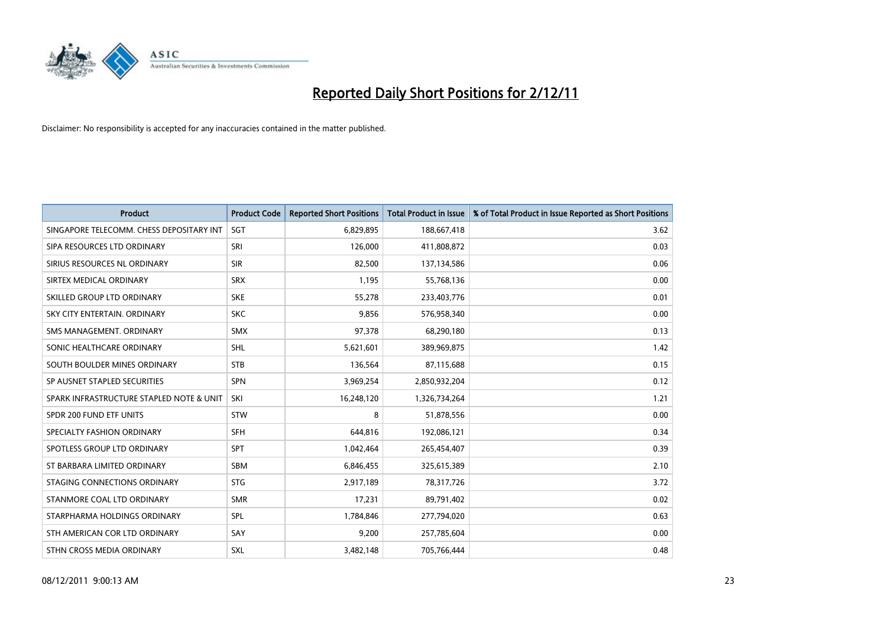# Reported Daily Short Positions for 2/12/11

Disclaimer: No responsibility is accepted for any inaccuracies contained in the matter published.

| Product | Product Code | Reported Short Positions | Total Product in Issue | % of Total Product in Issue Reported as Short Positions |
|---|---|---|---|---|
| SINGAPORE TELECOMM. CHESS DEPOSITARY INT | SGT | 6,829,895 | 188,667,418 | 3.62 |
| SIPA RESOURCES LTD ORDINARY | SRI | 126,000 | 411,808,872 | 0.03 |
| SIRIUS RESOURCES NL ORDINARY | SIR | 82,500 | 137,134,586 | 0.06 |
| SIRTEX MEDICAL ORDINARY | SRX | 1,195 | 55,768,136 | 0.00 |
| SKILLED GROUP LTD ORDINARY | SKE | 55,278 | 233,403,776 | 0.01 |
| SKY CITY ENTERTAIN. ORDINARY | SKC | 9,856 | 576,958,340 | 0.00 |
| SMS MANAGEMENT. ORDINARY | SMX | 97,378 | 68,290,180 | 0.13 |
| SONIC HEALTHCARE ORDINARY | SHL | 5,621,601 | 389,969,875 | 1.42 |
| SOUTH BOULDER MINES ORDINARY | STB | 136,564 | 87,115,688 | 0.15 |
| SP AUSNET STAPLED SECURITIES | SPN | 3,969,254 | 2,850,932,204 | 0.12 |
| SPARK INFRASTRUCTURE STAPLED NOTE & UNIT | SKI | 16,248,120 | 1,326,734,264 | 1.21 |
| SPDR 200 FUND ETF UNITS | STW | 8 | 51,878,556 | 0.00 |
| SPECIALTY FASHION ORDINARY | SFH | 644,816 | 192,086,121 | 0.34 |
| SPOTLESS GROUP LTD ORDINARY | SPT | 1,042,464 | 265,454,407 | 0.39 |
| ST BARBARA LIMITED ORDINARY | SBM | 6,846,455 | 325,615,389 | 2.10 |
| STAGING CONNECTIONS ORDINARY | STG | 2,917,189 | 78,317,726 | 3.72 |
| STANMORE COAL LTD ORDINARY | SMR | 17,231 | 89,791,402 | 0.02 |
| STARPHARMA HOLDINGS ORDINARY | SPL | 1,784,846 | 277,794,020 | 0.63 |
| STH AMERICAN COR LTD ORDINARY | SAY | 9,200 | 257,785,604 | 0.00 |
| STHN CROSS MEDIA ORDINARY | SXL | 3,482,148 | 705,766,444 | 0.48 |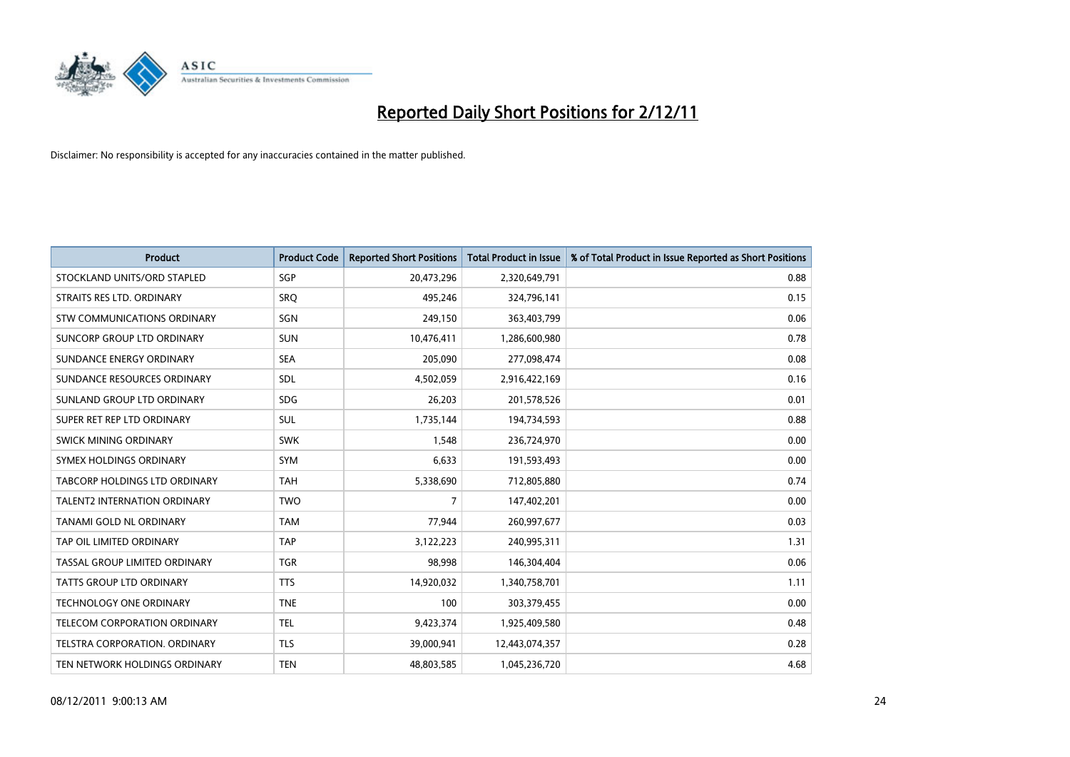# Reported Daily Short Positions for 2/12/11

Disclaimer: No responsibility is accepted for any inaccuracies contained in the matter published.

| Product | Product Code | Reported Short Positions | Total Product in Issue | % of Total Product in Issue Reported as Short Positions |
|---|---|---|---|---|
| STOCKLAND UNITS/ORD STAPLED | SGP | 20,473,296 | 2,320,649,791 | 0.88 |
| STRAITS RES LTD. ORDINARY | SRQ | 495,246 | 324,796,141 | 0.15 |
| STW COMMUNICATIONS ORDINARY | SGN | 249,150 | 363,403,799 | 0.06 |
| SUNCORP GROUP LTD ORDINARY | SUN | 10,476,411 | 1,286,600,980 | 0.78 |
| SUNDANCE ENERGY ORDINARY | SEA | 205,090 | 277,098,474 | 0.08 |
| SUNDANCE RESOURCES ORDINARY | SDL | 4,502,059 | 2,916,422,169 | 0.16 |
| SUNLAND GROUP LTD ORDINARY | SDG | 26,203 | 201,578,526 | 0.01 |
| SUPER RET REP LTD ORDINARY | SUL | 1,735,144 | 194,734,593 | 0.88 |
| SWICK MINING ORDINARY | SWK | 1,548 | 236,724,970 | 0.00 |
| SYMEX HOLDINGS ORDINARY | SYM | 6,633 | 191,593,493 | 0.00 |
| TABCORP HOLDINGS LTD ORDINARY | TAH | 5,338,690 | 712,805,880 | 0.74 |
| TALENT2 INTERNATION ORDINARY | TWO | 7 | 147,402,201 | 0.00 |
| TANAMI GOLD NL ORDINARY | TAM | 77,944 | 260,997,677 | 0.03 |
| TAP OIL LIMITED ORDINARY | TAP | 3,122,223 | 240,995,311 | 1.31 |
| TASSAL GROUP LIMITED ORDINARY | TGR | 98,998 | 146,304,404 | 0.06 |
| TATTS GROUP LTD ORDINARY | TTS | 14,920,032 | 1,340,758,701 | 1.11 |
| TECHNOLOGY ONE ORDINARY | TNE | 100 | 303,379,455 | 0.00 |
| TELECOM CORPORATION ORDINARY | TEL | 9,423,374 | 1,925,409,580 | 0.48 |
| TELSTRA CORPORATION. ORDINARY | TLS | 39,000,941 | 12,443,074,357 | 0.28 |
| TEN NETWORK HOLDINGS ORDINARY | TEN | 48,803,585 | 1,045,236,720 | 4.68 |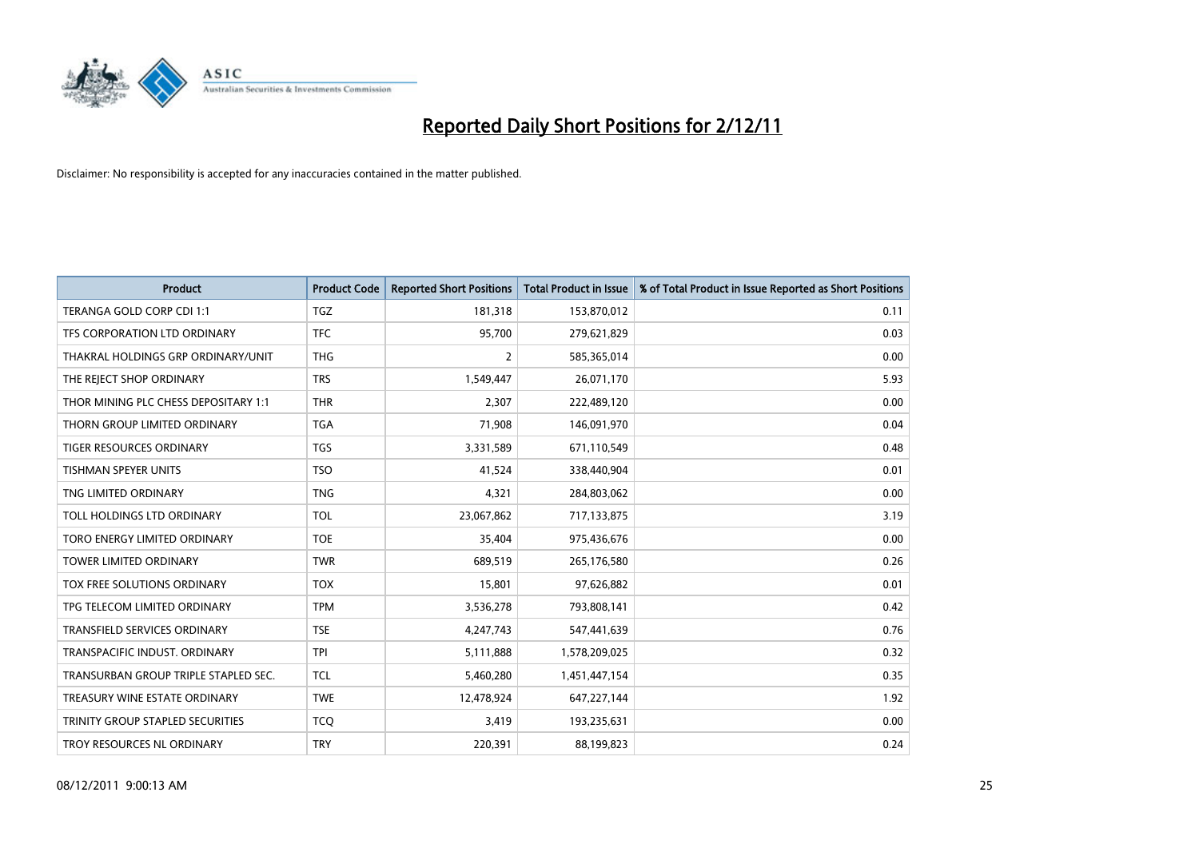# Reported Daily Short Positions for 2/12/11

Disclaimer: No responsibility is accepted for any inaccuracies contained in the matter published.

| Product | Product Code | Reported Short Positions | Total Product in Issue | % of Total Product in Issue Reported as Short Positions |
|---|---|---|---|---|
| TERANGA GOLD CORP CDI 1:1 | TGZ | 181,318 | 153,870,012 | 0.11 |
| TFS CORPORATION LTD ORDINARY | TFC | 95,700 | 279,621,829 | 0.03 |
| THAKRAL HOLDINGS GRP ORDINARY/UNIT | THG | 2 | 585,365,014 | 0.00 |
| THE REJECT SHOP ORDINARY | TRS | 1,549,447 | 26,071,170 | 5.93 |
| THOR MINING PLC CHESS DEPOSITARY 1:1 | THR | 2,307 | 222,489,120 | 0.00 |
| THORN GROUP LIMITED ORDINARY | TGA | 71,908 | 146,091,970 | 0.04 |
| TIGER RESOURCES ORDINARY | TGS | 3,331,589 | 671,110,549 | 0.48 |
| TISHMAN SPEYER UNITS | TSO | 41,524 | 338,440,904 | 0.01 |
| TNG LIMITED ORDINARY | TNG | 4,321 | 284,803,062 | 0.00 |
| TOLL HOLDINGS LTD ORDINARY | TOL | 23,067,862 | 717,133,875 | 3.19 |
| TORO ENERGY LIMITED ORDINARY | TOE | 35,404 | 975,436,676 | 0.00 |
| TOWER LIMITED ORDINARY | TWR | 689,519 | 265,176,580 | 0.26 |
| TOX FREE SOLUTIONS ORDINARY | TOX | 15,801 | 97,626,882 | 0.01 |
| TPG TELECOM LIMITED ORDINARY | TPM | 3,536,278 | 793,808,141 | 0.42 |
| TRANSFIELD SERVICES ORDINARY | TSE | 4,247,743 | 547,441,639 | 0.76 |
| TRANSPACIFIC INDUST. ORDINARY | TPI | 5,111,888 | 1,578,209,025 | 0.32 |
| TRANSURBAN GROUP TRIPLE STAPLED SEC. | TCL | 5,460,280 | 1,451,447,154 | 0.35 |
| TREASURY WINE ESTATE ORDINARY | TWE | 12,478,924 | 647,227,144 | 1.92 |
| TRINITY GROUP STAPLED SECURITIES | TCQ | 3,419 | 193,235,631 | 0.00 |
| TROY RESOURCES NL ORDINARY | TRY | 220,391 | 88,199,823 | 0.24 |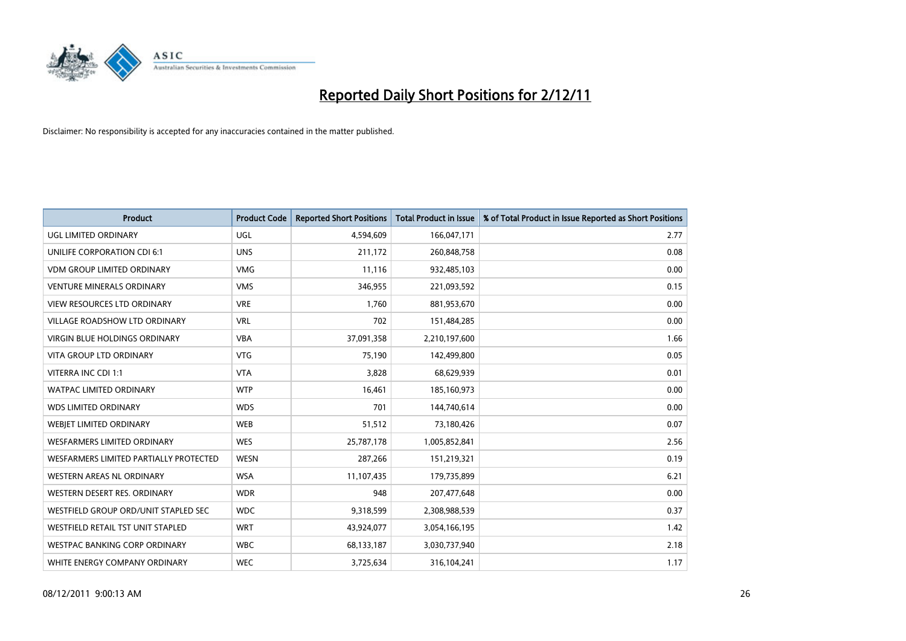# Reported Daily Short Positions for 2/12/11

Disclaimer: No responsibility is accepted for any inaccuracies contained in the matter published.

| Product | Product Code | Reported Short Positions | Total Product in Issue | % of Total Product in Issue Reported as Short Positions |
|---|---|---|---|---|
| UGL LIMITED ORDINARY | UGL | 4,594,609 | 166,047,171 | 2.77 |
| UNILIFE CORPORATION CDI 6:1 | UNS | 211,172 | 260,848,758 | 0.08 |
| VDM GROUP LIMITED ORDINARY | VMG | 11,116 | 932,485,103 | 0.00 |
| VENTURE MINERALS ORDINARY | VMS | 346,955 | 221,093,592 | 0.15 |
| VIEW RESOURCES LTD ORDINARY | VRE | 1,760 | 881,953,670 | 0.00 |
| VILLAGE ROADSHOW LTD ORDINARY | VRL | 702 | 151,484,285 | 0.00 |
| VIRGIN BLUE HOLDINGS ORDINARY | VBA | 37,091,358 | 2,210,197,600 | 1.66 |
| VITA GROUP LTD ORDINARY | VTG | 75,190 | 142,499,800 | 0.05 |
| VITERRA INC CDI 1:1 | VTA | 3,828 | 68,629,939 | 0.01 |
| WATPAC LIMITED ORDINARY | WTP | 16,461 | 185,160,973 | 0.00 |
| WDS LIMITED ORDINARY | WDS | 701 | 144,740,614 | 0.00 |
| WEBJET LIMITED ORDINARY | WEB | 51,512 | 73,180,426 | 0.07 |
| WESFARMERS LIMITED ORDINARY | WES | 25,787,178 | 1,005,852,841 | 2.56 |
| WESFARMERS LIMITED PARTIALLY PROTECTED | WESN | 287,266 | 151,219,321 | 0.19 |
| WESTERN AREAS NL ORDINARY | WSA | 11,107,435 | 179,735,899 | 6.21 |
| WESTERN DESERT RES. ORDINARY | WDR | 948 | 207,477,648 | 0.00 |
| WESTFIELD GROUP ORD/UNIT STAPLED SEC | WDC | 9,318,599 | 2,308,988,539 | 0.37 |
| WESTFIELD RETAIL TST UNIT STAPLED | WRT | 43,924,077 | 3,054,166,195 | 1.42 |
| WESTPAC BANKING CORP ORDINARY | WBC | 68,133,187 | 3,030,737,940 | 2.18 |
| WHITE ENERGY COMPANY ORDINARY | WEC | 3,725,634 | 316,104,241 | 1.17 |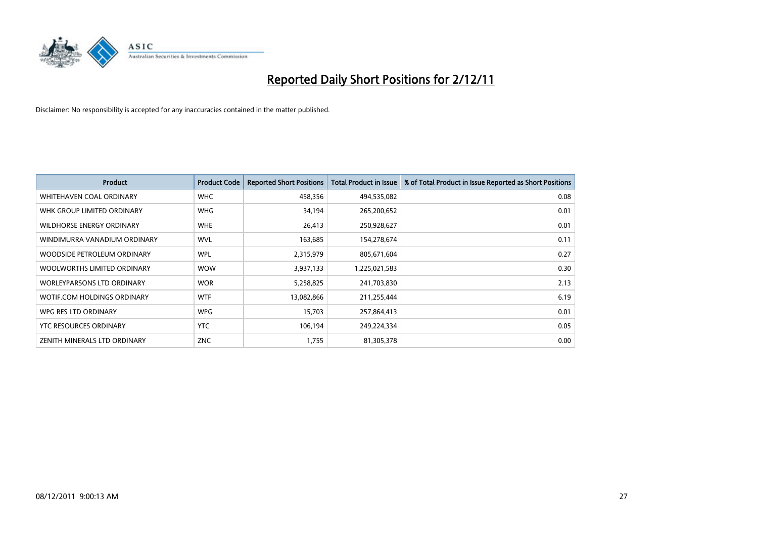# Reported Daily Short Positions for 2/12/11

Disclaimer: No responsibility is accepted for any inaccuracies contained in the matter published.

| Product | Product Code | Reported Short Positions | Total Product in Issue | % of Total Product in Issue Reported as Short Positions |
|---|---|---|---|---|
| WHITEHAVEN COAL ORDINARY | WHC | 458,356 | 494,535,082 | 0.08 |
| WHK GROUP LIMITED ORDINARY | WHG | 34,194 | 265,200,652 | 0.01 |
| WILDHORSE ENERGY ORDINARY | WHE | 26,413 | 250,928,627 | 0.01 |
| WINDIMURRA VANADIUM ORDINARY | WVL | 163,685 | 154,278,674 | 0.11 |
| WOODSIDE PETROLEUM ORDINARY | WPL | 2,315,979 | 805,671,604 | 0.27 |
| WOOLWORTHS LIMITED ORDINARY | WOW | 3,937,133 | 1,225,021,583 | 0.30 |
| WORLEYPARSONS LTD ORDINARY | WOR | 5,258,825 | 241,703,830 | 2.13 |
| WOTIF.COM HOLDINGS ORDINARY | WTF | 13,082,866 | 211,255,444 | 6.19 |
| WPG RES LTD ORDINARY | WPG | 15,703 | 257,864,413 | 0.01 |
| YTC RESOURCES ORDINARY | YTC | 106,194 | 249,224,334 | 0.05 |
| ZENITH MINERALS LTD ORDINARY | ZNC | 1,755 | 81,305,378 | 0.00 |

08/12/2011 9:00:13 AM